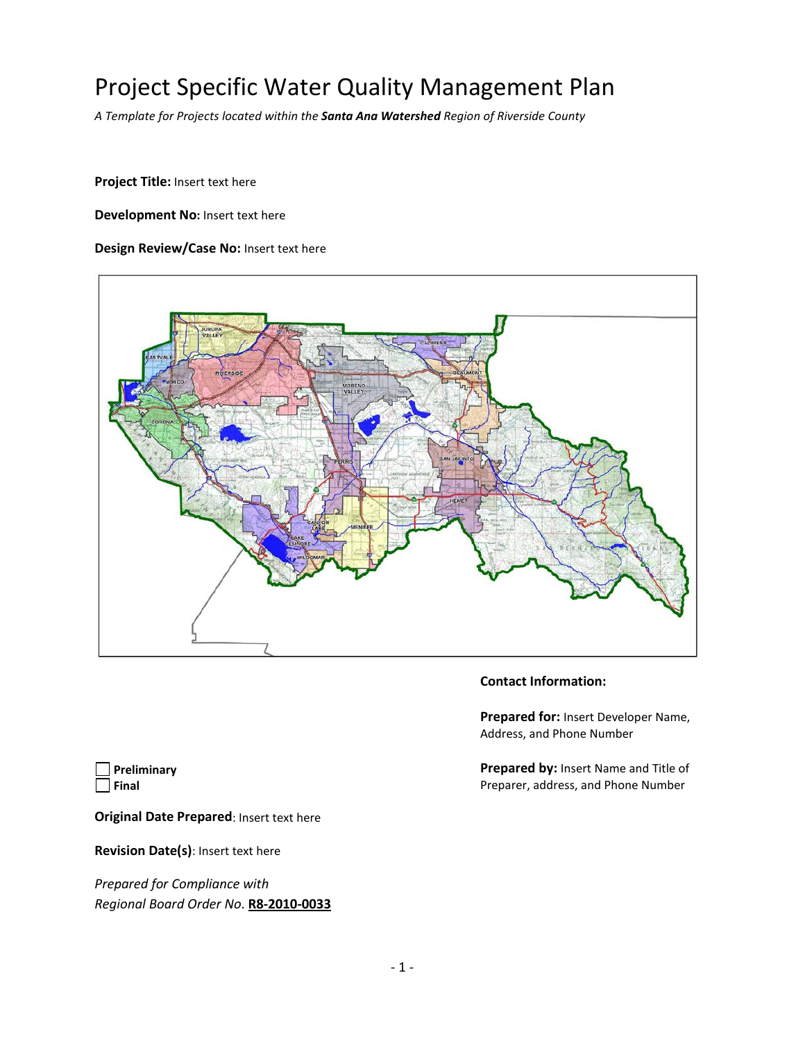# Project Specific Water Quality Management Plan

*A Template for Projects located within the **Santa Ana Watershed** Region of Riverside County*

**Project Title:** Insert text here

**Development No:** Insert text here

**Design Review/Case No:** Insert text here

**Contact Information:**

**Prepared for:** Insert Developer Name, Address, and Phone Number

**Prepared by:** Insert Name and Title of Preparer, address, and Phone Number

☐ **Preliminary**
☐ **Final**

**Original Date Prepared**: Insert text here

**Revision Date(s)**: Insert text here

*Prepared for Compliance with*
*Regional Board Order No.* **R8-2010-0033**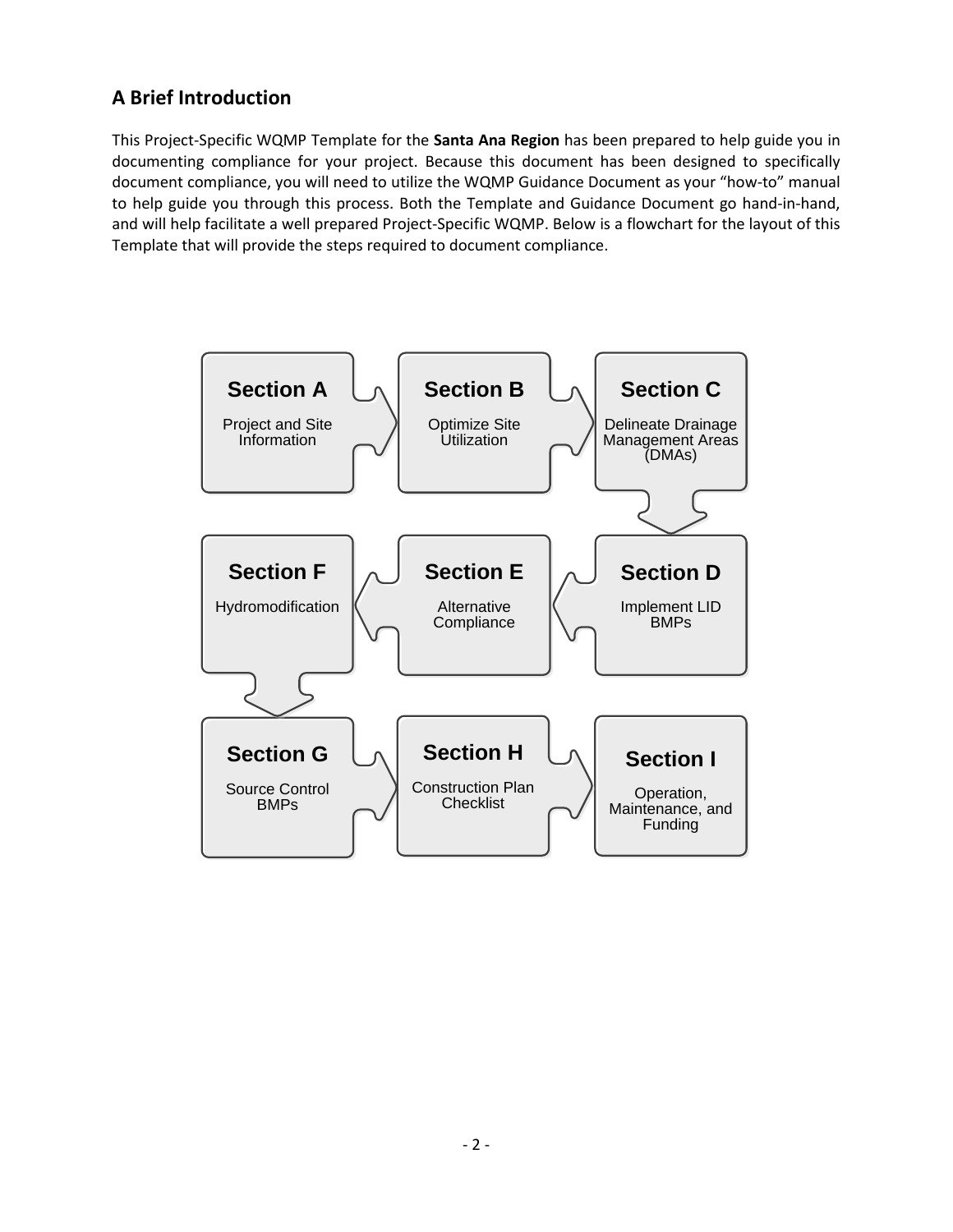## A Brief Introduction

This Project-Specific WQMP Template for the **Santa Ana Region** has been prepared to help guide you in documenting compliance for your project. Because this document has been designed to specifically document compliance, you will need to utilize the WQMP Guidance Document as your "how-to" manual to help guide you through this process. Both the Template and Guidance Document go hand-in-hand, and will help facilitate a well prepared Project-Specific WQMP. Below is a flowchart for the layout of this Template that will provide the steps required to document compliance.

**Section A** – Project and Site Information

**Section B** – Optimize Site Utilization

**Section C** – Delineate Drainage Management Areas (DMAs)

**Section D** – Implement LID BMPs

**Section E** – Alternative Compliance

**Section F** – Hydromodification

**Section G** – Source Control BMPs

**Section H** – Construction Plan Checklist

**Section I** – Operation, Maintenance, and Funding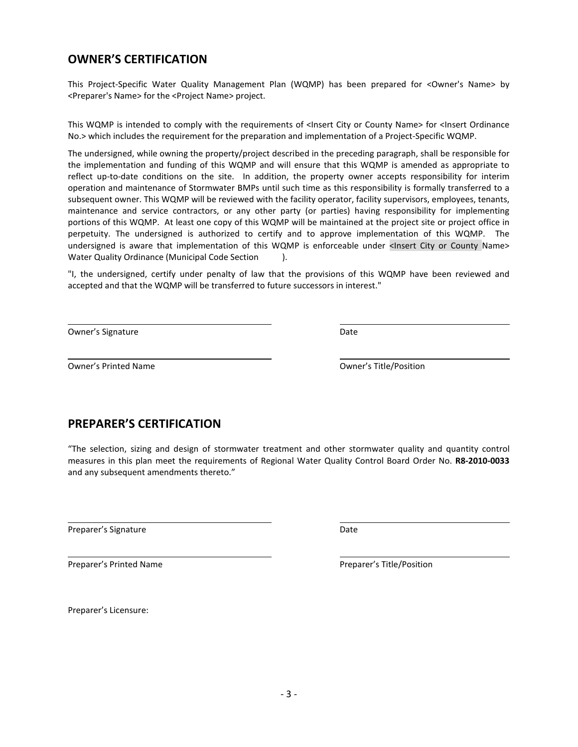## OWNER'S CERTIFICATION

This Project-Specific Water Quality Management Plan (WQMP) has been prepared for <Owner's Name> by <Preparer's Name> for the <Project Name> project.

This WQMP is intended to comply with the requirements of <Insert City or County Name> for <Insert Ordinance No.> which includes the requirement for the preparation and implementation of a Project-Specific WQMP.

The undersigned, while owning the property/project described in the preceding paragraph, shall be responsible for the implementation and funding of this WQMP and will ensure that this WQMP is amended as appropriate to reflect up-to-date conditions on the site. In addition, the property owner accepts responsibility for interim operation and maintenance of Stormwater BMPs until such time as this responsibility is formally transferred to a subsequent owner. This WQMP will be reviewed with the facility operator, facility supervisors, employees, tenants, maintenance and service contractors, or any other party (or parties) having responsibility for implementing portions of this WQMP. At least one copy of this WQMP will be maintained at the project site or project office in perpetuity. The undersigned is authorized to certify and to approve implementation of this WQMP. The undersigned is aware that implementation of this WQMP is enforceable under <Insert City or County Name> Water Quality Ordinance (Municipal Code Section ).

"I, the undersigned, certify under penalty of law that the provisions of this WQMP have been reviewed and accepted and that the WQMP will be transferred to future successors in interest."

| | |
|---|---|
| Owner's Signature | Date |
| Owner's Printed Name | Owner's Title/Position |

## PREPARER'S CERTIFICATION

"The selection, sizing and design of stormwater treatment and other stormwater quality and quantity control measures in this plan meet the requirements of Regional Water Quality Control Board Order No. **R8-2010-0033** and any subsequent amendments thereto."

| | |
|---|---|
| Preparer's Signature | Date |
| Preparer's Printed Name | Preparer's Title/Position |

Preparer's Licensure: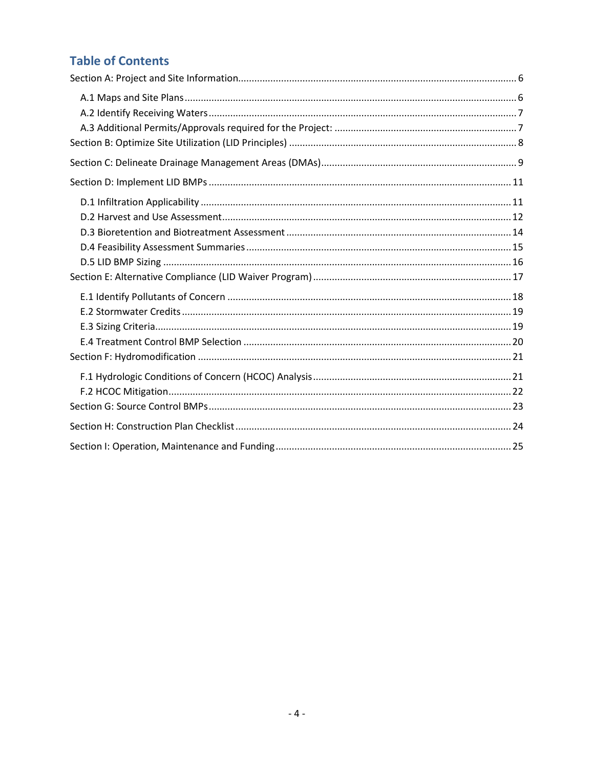## Table of Contents

Section A: Project and Site Information ........ 6

- A.1 Maps and Site Plans ........ 6
- A.2 Identify Receiving Waters ........ 7
- A.3 Additional Permits/Approvals required for the Project: ........ 7

Section B: Optimize Site Utilization (LID Principles) ........ 8

Section C: Delineate Drainage Management Areas (DMAs) ........ 9

Section D: Implement LID BMPs ........ 11

- D.1 Infiltration Applicability ........ 11
- D.2 Harvest and Use Assessment ........ 12
- D.3 Bioretention and Biotreatment Assessment ........ 14
- D.4 Feasibility Assessment Summaries ........ 15
- D.5 LID BMP Sizing ........ 16

Section E: Alternative Compliance (LID Waiver Program) ........ 17

- E.1 Identify Pollutants of Concern ........ 18
- E.2 Stormwater Credits ........ 19
- E.3 Sizing Criteria ........ 19
- E.4 Treatment Control BMP Selection ........ 20

Section F: Hydromodification ........ 21

- F.1 Hydrologic Conditions of Concern (HCOC) Analysis ........ 21
- F.2 HCOC Mitigation ........ 22

Section G: Source Control BMPs ........ 23

Section H: Construction Plan Checklist ........ 24

Section I: Operation, Maintenance and Funding ........ 25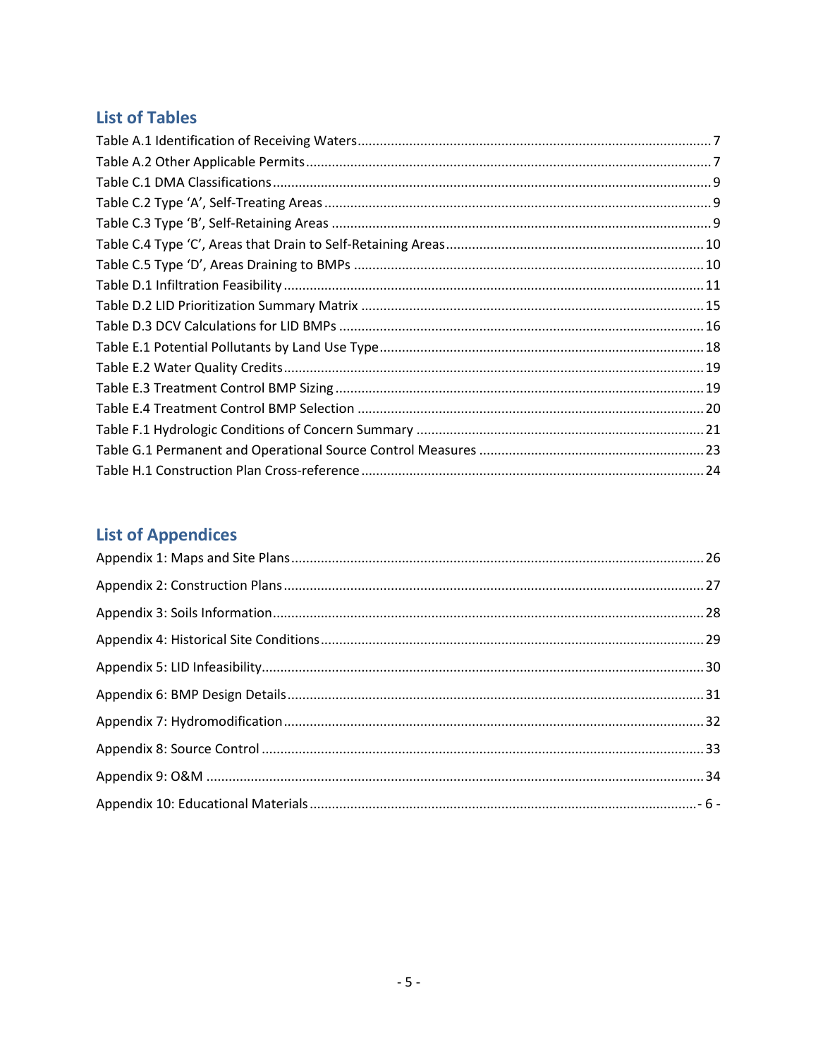## List of Tables

Table A.1 Identification of Receiving Waters .......... 7
Table A.2 Other Applicable Permits .......... 7
Table C.1 DMA Classifications .......... 9
Table C.2 Type 'A', Self-Treating Areas .......... 9
Table C.3 Type 'B', Self-Retaining Areas .......... 9
Table C.4 Type 'C', Areas that Drain to Self-Retaining Areas .......... 10
Table C.5 Type 'D', Areas Draining to BMPs .......... 10
Table D.1 Infiltration Feasibility .......... 11
Table D.2 LID Prioritization Summary Matrix .......... 15
Table D.3 DCV Calculations for LID BMPs .......... 16
Table E.1 Potential Pollutants by Land Use Type .......... 18
Table E.2 Water Quality Credits .......... 19
Table E.3 Treatment Control BMP Sizing .......... 19
Table E.4 Treatment Control BMP Selection .......... 20
Table F.1 Hydrologic Conditions of Concern Summary .......... 21
Table G.1 Permanent and Operational Source Control Measures .......... 23
Table H.1 Construction Plan Cross-reference .......... 24

## List of Appendices

Appendix 1: Maps and Site Plans .......... 26
Appendix 2: Construction Plans .......... 27
Appendix 3: Soils Information .......... 28
Appendix 4: Historical Site Conditions .......... 29
Appendix 5: LID Infeasibility .......... 30
Appendix 6: BMP Design Details .......... 31
Appendix 7: Hydromodification .......... 32
Appendix 8: Source Control .......... 33
Appendix 9: O&M .......... 34
Appendix 10: Educational Materials .......... - 6 -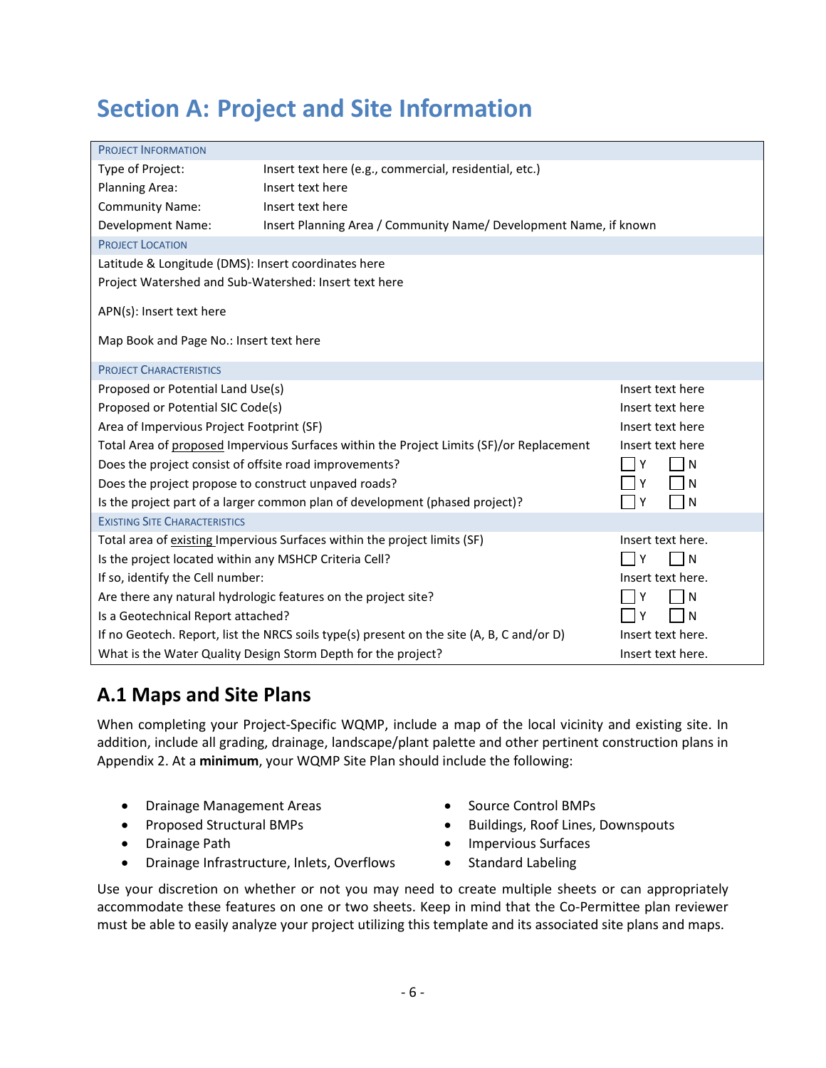# Section A: Project and Site Information

| PROJECT INFORMATION | | |
|---|---|---|
| Type of Project: | Insert text here (e.g., commercial, residential, etc.) | |
| Planning Area: | Insert text here | |
| Community Name: | Insert text here | |
| Development Name: | Insert Planning Area / Community Name/ Development Name, if known | |
| PROJECT LOCATION | | |
| Latitude & Longitude (DMS): Insert coordinates here | | |
| Project Watershed and Sub-Watershed: Insert text here | | |
| APN(s): Insert text here | | |
| Map Book and Page No.: Insert text here | | |
| PROJECT CHARACTERISTICS | | |
| Proposed or Potential Land Use(s) | | Insert text here |
| Proposed or Potential SIC Code(s) | | Insert text here |
| Area of Impervious Project Footprint (SF) | | Insert text here |
| Total Area of <u>proposed</u> Impervious Surfaces within the Project Limits (SF)/or Replacement | | Insert text here |
| Does the project consist of offsite road improvements? | | ☐ Y ☐ N |
| Does the project propose to construct unpaved roads? | | ☐ Y ☐ N |
| Is the project part of a larger common plan of development (phased project)? | | ☐ Y ☐ N |
| EXISTING SITE CHARACTERISTICS | | |
| Total area of <u>existing</u> Impervious Surfaces within the project limits (SF) | | Insert text here. |
| Is the project located within any MSHCP Criteria Cell? | | ☐ Y ☐ N |
| If so, identify the Cell number: | | Insert text here. |
| Are there any natural hydrologic features on the project site? | | ☐ Y ☐ N |
| Is a Geotechnical Report attached? | | ☐ Y ☐ N |
| If no Geotech. Report, list the NRCS soils type(s) present on the site (A, B, C and/or D) | | Insert text here. |
| What is the Water Quality Design Storm Depth for the project? | | Insert text here. |

## A.1 Maps and Site Plans

When completing your Project-Specific WQMP, include a map of the local vicinity and existing site. In addition, include all grading, drainage, landscape/plant palette and other pertinent construction plans in Appendix 2. At a **minimum**, your WQMP Site Plan should include the following:

- Drainage Management Areas
- Proposed Structural BMPs
- Drainage Path
- Drainage Infrastructure, Inlets, Overflows
- Source Control BMPs
- Buildings, Roof Lines, Downspouts
- Impervious Surfaces
- Standard Labeling

Use your discretion on whether or not you may need to create multiple sheets or can appropriately accommodate these features on one or two sheets. Keep in mind that the Co-Permittee plan reviewer must be able to easily analyze your project utilizing this template and its associated site plans and maps.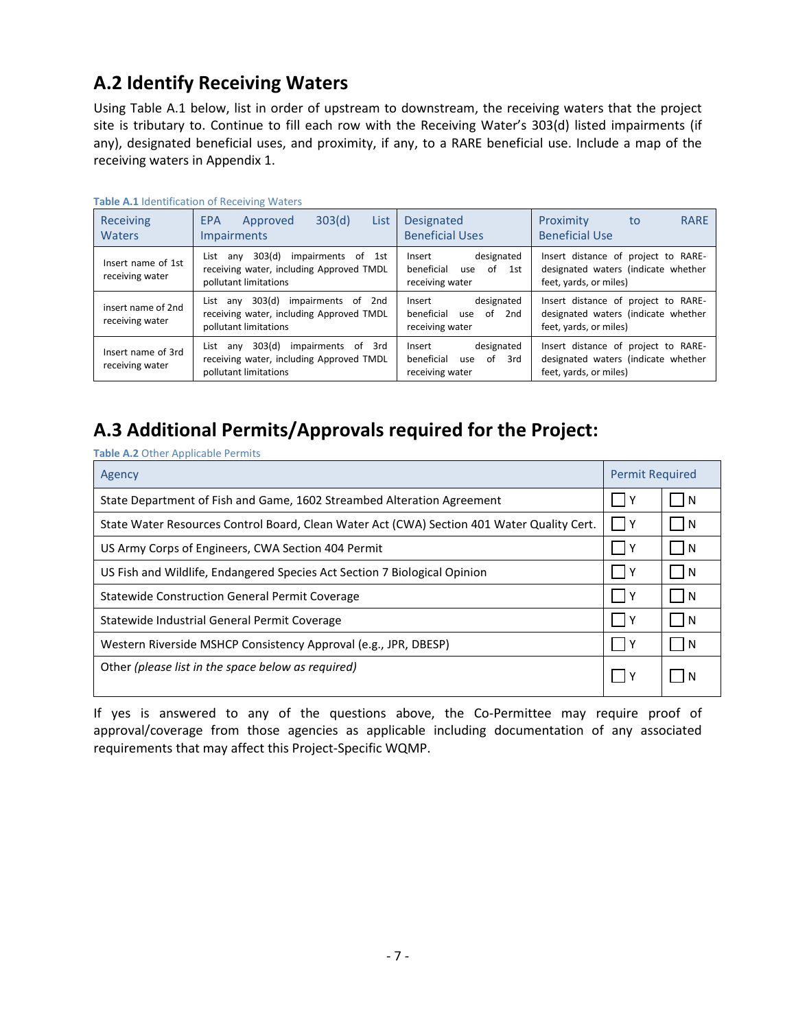## A.2 Identify Receiving Waters

Using Table A.1 below, list in order of upstream to downstream, the receiving waters that the project site is tributary to. Continue to fill each row with the Receiving Water's 303(d) listed impairments (if any), designated beneficial uses, and proximity, if any, to a RARE beneficial use. Include a map of the receiving waters in Appendix 1.

**Table A.1** Identification of Receiving Waters

| Receiving Waters | EPA Approved 303(d) List Impairments | Designated Beneficial Uses | Proximity to RARE Beneficial Use |
|---|---|---|---|
| Insert name of 1st receiving water | List any 303(d) impairments of 1st receiving water, including Approved TMDL pollutant limitations | Insert designated beneficial use of 1st receiving water | Insert distance of project to RARE-designated waters (indicate whether feet, yards, or miles) |
| insert name of 2nd receiving water | List any 303(d) impairments of 2nd receiving water, including Approved TMDL pollutant limitations | Insert designated beneficial use of 2nd receiving water | Insert distance of project to RARE-designated waters (indicate whether feet, yards, or miles) |
| Insert name of 3rd receiving water | List any 303(d) impairments of 3rd receiving water, including Approved TMDL pollutant limitations | Insert designated beneficial use of 3rd receiving water | Insert distance of project to RARE-designated waters (indicate whether feet, yards, or miles) |

## A.3 Additional Permits/Approvals required for the Project:

**Table A.2** Other Applicable Permits

| Agency | Permit Required | |
|---|---|---|
| State Department of Fish and Game, 1602 Streambed Alteration Agreement | ☐ Y | ☐ N |
| State Water Resources Control Board, Clean Water Act (CWA) Section 401 Water Quality Cert. | ☐ Y | ☐ N |
| US Army Corps of Engineers, CWA Section 404 Permit | ☐ Y | ☐ N |
| US Fish and Wildlife, Endangered Species Act Section 7 Biological Opinion | ☐ Y | ☐ N |
| Statewide Construction General Permit Coverage | ☐ Y | ☐ N |
| Statewide Industrial General Permit Coverage | ☐ Y | ☐ N |
| Western Riverside MSHCP Consistency Approval (e.g., JPR, DBESP) | ☐ Y | ☐ N |
| Other *(please list in the space below as required)* | ☐ Y | ☐ N |

If yes is answered to any of the questions above, the Co-Permittee may require proof of approval/coverage from those agencies as applicable including documentation of any associated requirements that may affect this Project-Specific WQMP.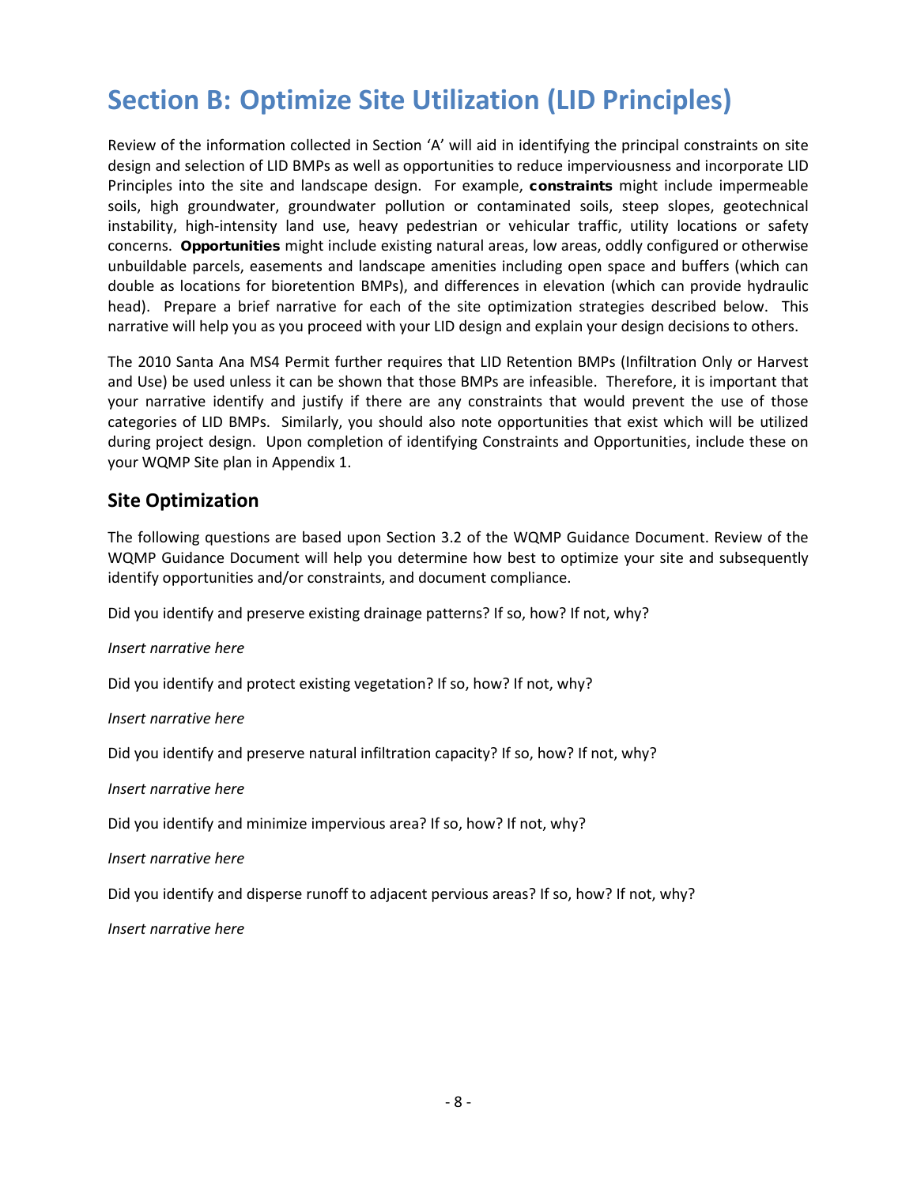# Section B: Optimize Site Utilization (LID Principles)

Review of the information collected in Section 'A' will aid in identifying the principal constraints on site design and selection of LID BMPs as well as opportunities to reduce imperviousness and incorporate LID Principles into the site and landscape design. For example, **constraints** might include impermeable soils, high groundwater, groundwater pollution or contaminated soils, steep slopes, geotechnical instability, high-intensity land use, heavy pedestrian or vehicular traffic, utility locations or safety concerns. **Opportunities** might include existing natural areas, low areas, oddly configured or otherwise unbuildable parcels, easements and landscape amenities including open space and buffers (which can double as locations for bioretention BMPs), and differences in elevation (which can provide hydraulic head). Prepare a brief narrative for each of the site optimization strategies described below. This narrative will help you as you proceed with your LID design and explain your design decisions to others.

The 2010 Santa Ana MS4 Permit further requires that LID Retention BMPs (Infiltration Only or Harvest and Use) be used unless it can be shown that those BMPs are infeasible. Therefore, it is important that your narrative identify and justify if there are any constraints that would prevent the use of those categories of LID BMPs. Similarly, you should also note opportunities that exist which will be utilized during project design. Upon completion of identifying Constraints and Opportunities, include these on your WQMP Site plan in Appendix 1.

## Site Optimization

The following questions are based upon Section 3.2 of the WQMP Guidance Document. Review of the WQMP Guidance Document will help you determine how best to optimize your site and subsequently identify opportunities and/or constraints, and document compliance.

Did you identify and preserve existing drainage patterns? If so, how? If not, why?

*Insert narrative here*

Did you identify and protect existing vegetation? If so, how? If not, why?

*Insert narrative here*

Did you identify and preserve natural infiltration capacity? If so, how? If not, why?

*Insert narrative here*

Did you identify and minimize impervious area? If so, how? If not, why?

*Insert narrative here*

Did you identify and disperse runoff to adjacent pervious areas? If so, how? If not, why?

*Insert narrative here*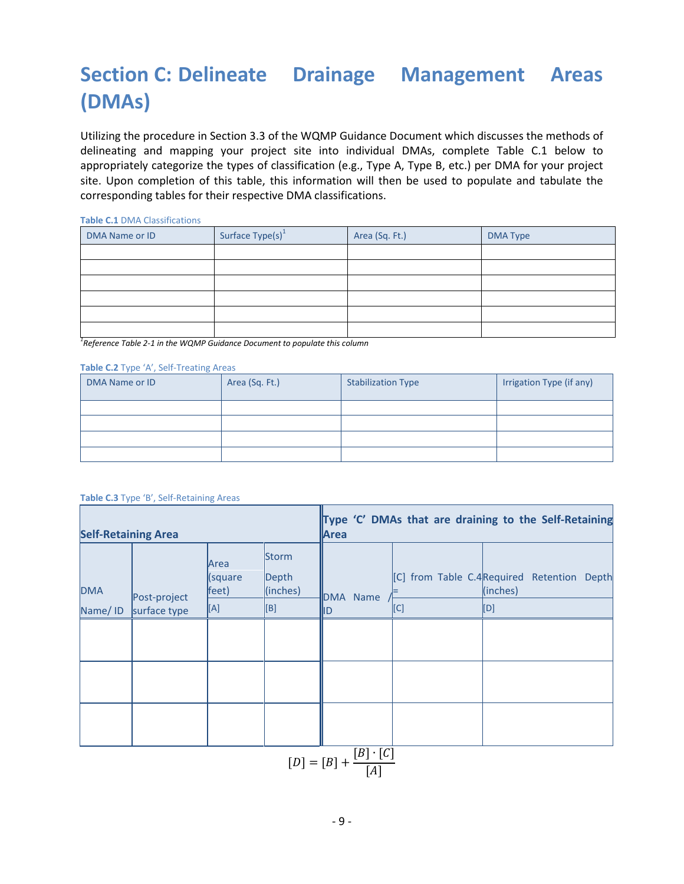# Section C: Delineate Drainage Management Areas (DMAs)

Utilizing the procedure in Section 3.3 of the WQMP Guidance Document which discusses the methods of delineating and mapping your project site into individual DMAs, complete Table C.1 below to appropriately categorize the types of classification (e.g., Type A, Type B, etc.) per DMA for your project site. Upon completion of this table, this information will then be used to populate and tabulate the corresponding tables for their respective DMA classifications.

**Table C.1** DMA Classifications

| DMA Name or ID | Surface Type(s)[1] | Area (Sq. Ft.) | DMA Type |
|---|---|---|---|
| | | | |
| | | | |
| | | | |
| | | | |
| | | | |
| | | | |

[1]*Reference Table 2-1 in the WQMP Guidance Document to populate this column*

**Table C.2** Type 'A', Self-Treating Areas

| DMA Name or ID | Area (Sq. Ft.) | Stabilization Type | Irrigation Type (if any) |
|---|---|---|---|
| | | | |
| | | | |
| | | | |
| | | | |

**Table C.3** Type 'B', Self-Retaining Areas

| **Self-Retaining Area** | | | | **Type 'C' DMAs that are draining to the Self-Retaining Area** | | |
|---|---|---|---|---|---|---|
| DMA Name/ ID | Post-project surface type | Area (square feet) [A] | Storm Depth (inches) [B] | DMA Name / ID | [C] from Table C.4 = [C] | Required Retention Depth (inches) [D] |
| | | | | | | |
| | | | | | | |
| | | | | | | |

$$[D] = [B] + \frac{[B] \cdot [C]}{[A]}$$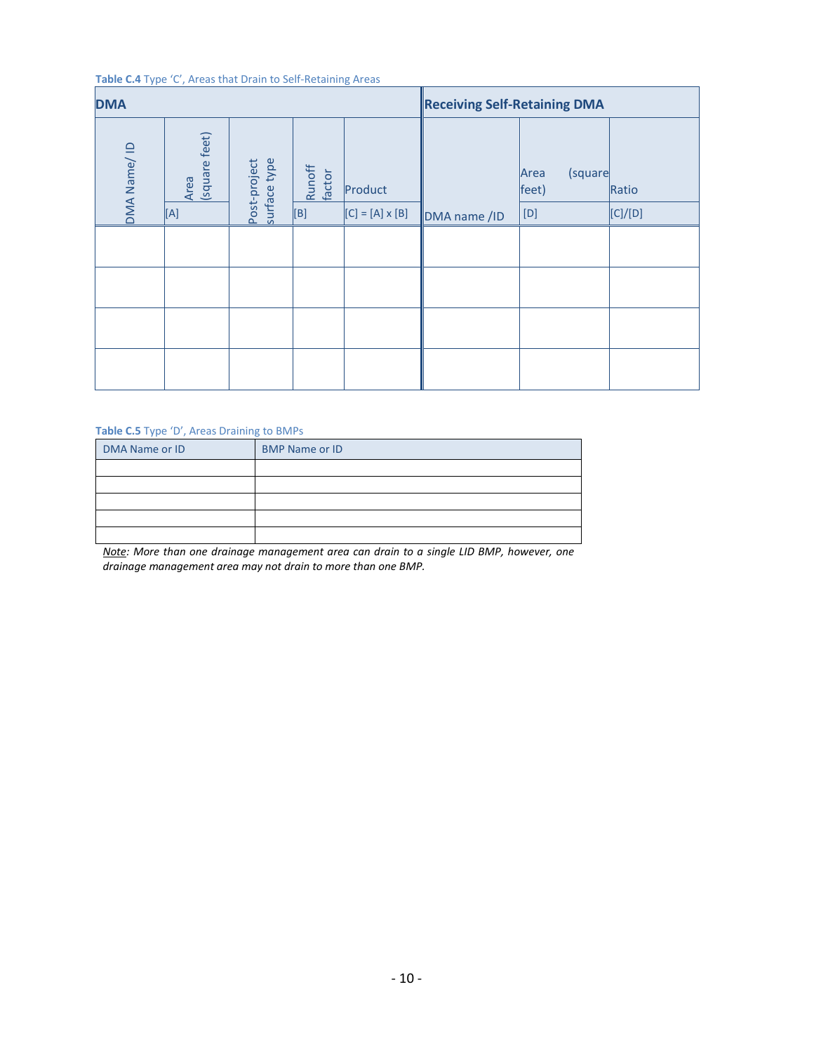**Table C.4** Type 'C', Areas that Drain to Self-Retaining Areas

| DMA | | | | | Receiving Self-Retaining DMA | | |
|---|---|---|---|---|---|---|---|
| DMA Name/ ID | Area (square feet) | Post-project surface type | Runoff factor | Product | DMA name /ID | Area (square feet) | Ratio |
| | [A] | | [B] | [C] = [A] x [B] | | [D] | [C]/[D] |
| | | | | | | | |
| | | | | | | | |
| | | | | | | | |
| | | | | | | | |

**Table C.5** Type 'D', Areas Draining to BMPs

| DMA Name or ID | BMP Name or ID |
|---|---|
| | |
| | |
| | |
| | |
| | |

*<u>Note</u>: More than one drainage management area can drain to a single LID BMP, however, one drainage management area may not drain to more than one BMP.*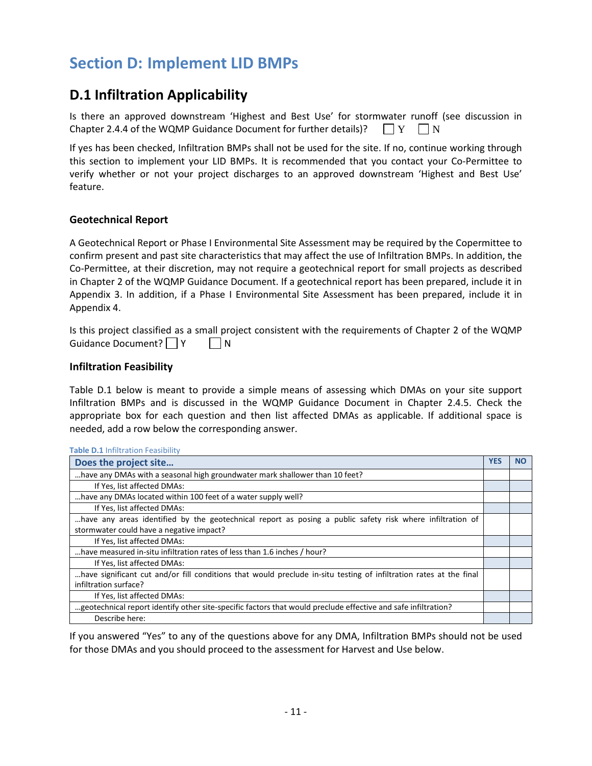# Section D: Implement LID BMPs

## D.1 Infiltration Applicability

Is there an approved downstream 'Highest and Best Use' for stormwater runoff (see discussion in Chapter 2.4.4 of the WQMP Guidance Document for further details)? ☐ Y ☐ N

If yes has been checked, Infiltration BMPs shall not be used for the site. If no, continue working through this section to implement your LID BMPs. It is recommended that you contact your Co-Permittee to verify whether or not your project discharges to an approved downstream 'Highest and Best Use' feature.

### Geotechnical Report

A Geotechnical Report or Phase I Environmental Site Assessment may be required by the Copermittee to confirm present and past site characteristics that may affect the use of Infiltration BMPs. In addition, the Co-Permittee, at their discretion, may not require a geotechnical report for small projects as described in Chapter 2 of the WQMP Guidance Document. If a geotechnical report has been prepared, include it in Appendix 3. In addition, if a Phase I Environmental Site Assessment has been prepared, include it in Appendix 4.

Is this project classified as a small project consistent with the requirements of Chapter 2 of the WQMP Guidance Document? ☐ Y ☐ N

### Infiltration Feasibility

Table D.1 below is meant to provide a simple means of assessing which DMAs on your site support Infiltration BMPs and is discussed in the WQMP Guidance Document in Chapter 2.4.5. Check the appropriate box for each question and then list affected DMAs as applicable. If additional space is needed, add a row below the corresponding answer.

**Table D.1** Infiltration Feasibility

| Does the project site… | YES | NO |
|---|---|---|
| …have any DMAs with a seasonal high groundwater mark shallower than 10 feet? | | |
| If Yes, list affected DMAs: | | |
| …have any DMAs located within 100 feet of a water supply well? | | |
| If Yes, list affected DMAs: | | |
| …have any areas identified by the geotechnical report as posing a public safety risk where infiltration of stormwater could have a negative impact? | | |
| If Yes, list affected DMAs: | | |
| …have measured in-situ infiltration rates of less than 1.6 inches / hour? | | |
| If Yes, list affected DMAs: | | |
| …have significant cut and/or fill conditions that would preclude in-situ testing of infiltration rates at the final infiltration surface? | | |
| If Yes, list affected DMAs: | | |
| …geotechnical report identify other site-specific factors that would preclude effective and safe infiltration? | | |
| Describe here: | | |

If you answered "Yes" to any of the questions above for any DMA, Infiltration BMPs should not be used for those DMAs and you should proceed to the assessment for Harvest and Use below.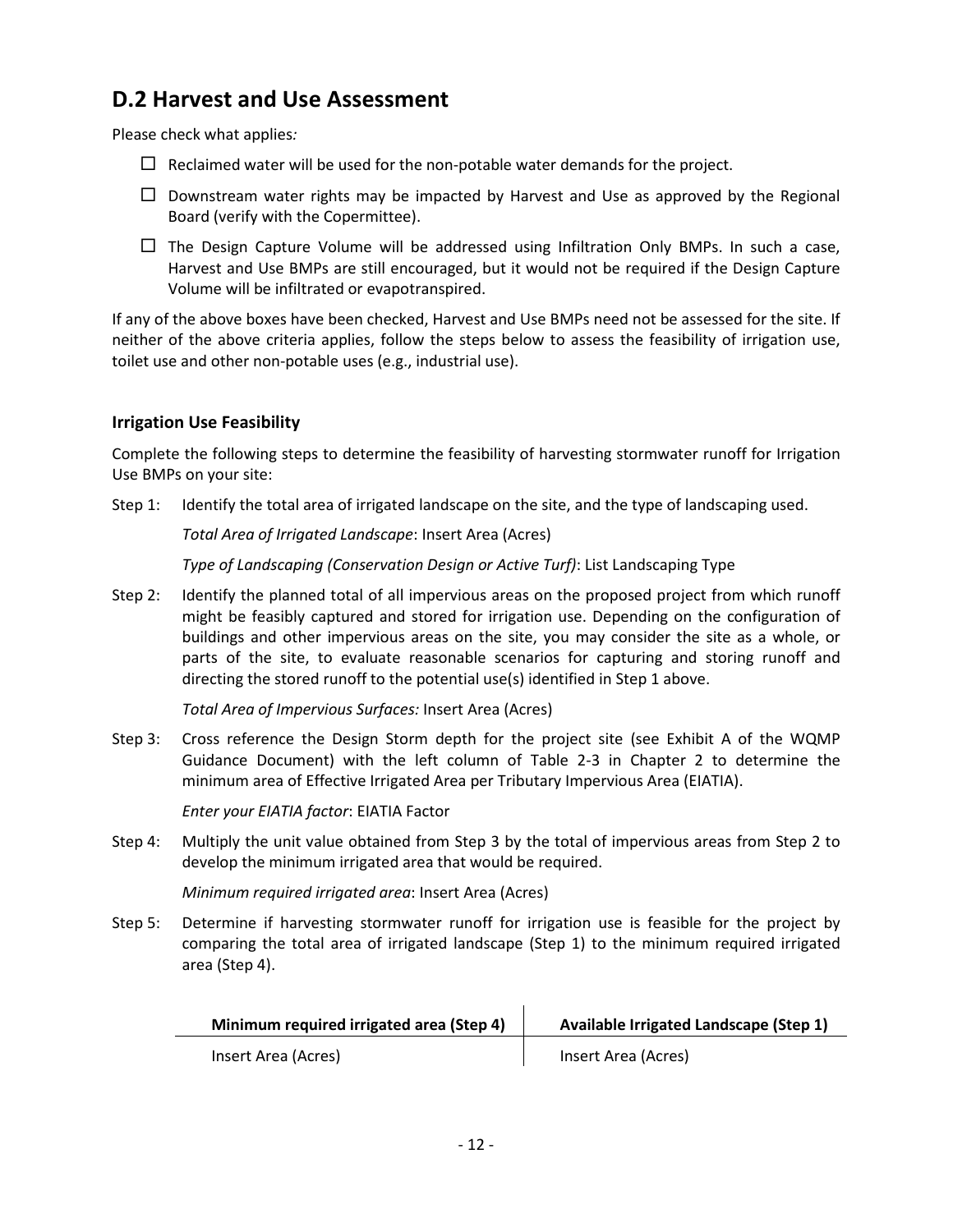## D.2 Harvest and Use Assessment

Please check what applies*:*

- ☐ Reclaimed water will be used for the non-potable water demands for the project.
- ☐ Downstream water rights may be impacted by Harvest and Use as approved by the Regional Board (verify with the Copermittee).
- ☐ The Design Capture Volume will be addressed using Infiltration Only BMPs. In such a case, Harvest and Use BMPs are still encouraged, but it would not be required if the Design Capture Volume will be infiltrated or evapotranspired.

If any of the above boxes have been checked, Harvest and Use BMPs need not be assessed for the site. If neither of the above criteria applies, follow the steps below to assess the feasibility of irrigation use, toilet use and other non-potable uses (e.g., industrial use).

### Irrigation Use Feasibility

Complete the following steps to determine the feasibility of harvesting stormwater runoff for Irrigation Use BMPs on your site:

Step 1: Identify the total area of irrigated landscape on the site, and the type of landscaping used.

*Total Area of Irrigated Landscape*: Insert Area (Acres)

*Type of Landscaping (Conservation Design or Active Turf)*: List Landscaping Type

Step 2: Identify the planned total of all impervious areas on the proposed project from which runoff might be feasibly captured and stored for irrigation use. Depending on the configuration of buildings and other impervious areas on the site, you may consider the site as a whole, or parts of the site, to evaluate reasonable scenarios for capturing and storing runoff and directing the stored runoff to the potential use(s) identified in Step 1 above.

*Total Area of Impervious Surfaces:* Insert Area (Acres)

Step 3: Cross reference the Design Storm depth for the project site (see Exhibit A of the WQMP Guidance Document) with the left column of Table 2-3 in Chapter 2 to determine the minimum area of Effective Irrigated Area per Tributary Impervious Area (EIATIA).

*Enter your EIATIA factor*: EIATIA Factor

Step 4: Multiply the unit value obtained from Step 3 by the total of impervious areas from Step 2 to develop the minimum irrigated area that would be required.

*Minimum required irrigated area*: Insert Area (Acres)

Step 5: Determine if harvesting stormwater runoff for irrigation use is feasible for the project by comparing the total area of irrigated landscape (Step 1) to the minimum required irrigated area (Step 4).

| **Minimum required irrigated area (Step 4)** | **Available Irrigated Landscape (Step 1)** |
|---|---|
| Insert Area (Acres) | Insert Area (Acres) |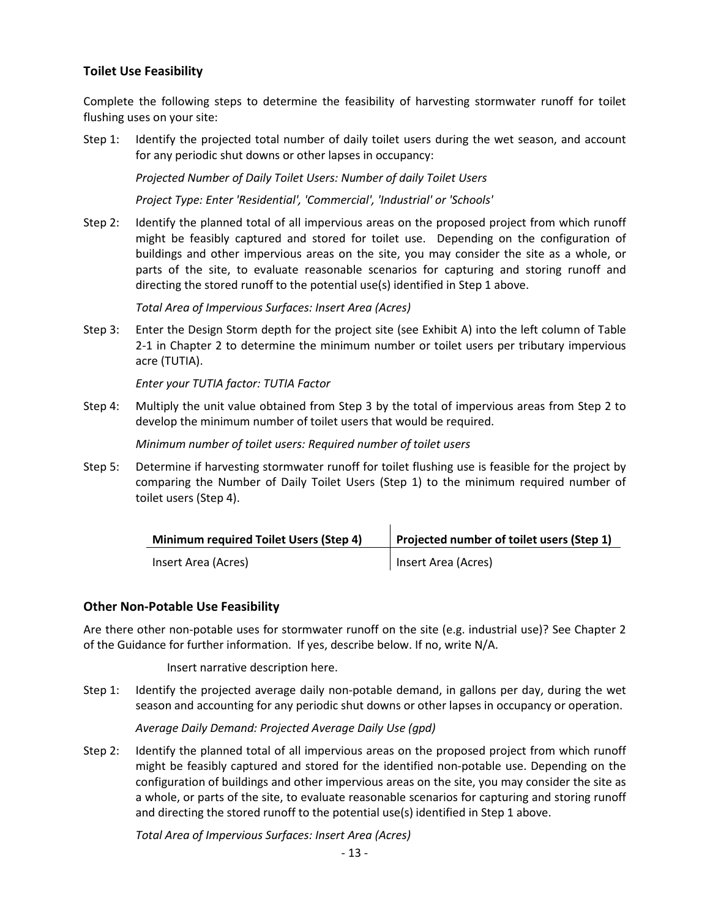### Toilet Use Feasibility

Complete the following steps to determine the feasibility of harvesting stormwater runoff for toilet flushing uses on your site:

Step 1: Identify the projected total number of daily toilet users during the wet season, and account for any periodic shut downs or other lapses in occupancy:

*Projected Number of Daily Toilet Users: Number of daily Toilet Users*

*Project Type: Enter 'Residential', 'Commercial', 'Industrial' or 'Schools'*

Step 2: Identify the planned total of all impervious areas on the proposed project from which runoff might be feasibly captured and stored for toilet use. Depending on the configuration of buildings and other impervious areas on the site, you may consider the site as a whole, or parts of the site, to evaluate reasonable scenarios for capturing and storing runoff and directing the stored runoff to the potential use(s) identified in Step 1 above.

*Total Area of Impervious Surfaces: Insert Area (Acres)*

Step 3: Enter the Design Storm depth for the project site (see Exhibit A) into the left column of Table 2-1 in Chapter 2 to determine the minimum number or toilet users per tributary impervious acre (TUTIA).

*Enter your TUTIA factor: TUTIA Factor*

Step 4: Multiply the unit value obtained from Step 3 by the total of impervious areas from Step 2 to develop the minimum number of toilet users that would be required.

*Minimum number of toilet users: Required number of toilet users*

Step 5: Determine if harvesting stormwater runoff for toilet flushing use is feasible for the project by comparing the Number of Daily Toilet Users (Step 1) to the minimum required number of toilet users (Step 4).

| Minimum required Toilet Users (Step 4) | Projected number of toilet users (Step 1) |
|---|---|
| Insert Area (Acres) | Insert Area (Acres) |

### Other Non-Potable Use Feasibility

Are there other non-potable uses for stormwater runoff on the site (e.g. industrial use)? See Chapter 2 of the Guidance for further information. If yes, describe below. If no, write N/A.

Insert narrative description here.

Step 1: Identify the projected average daily non-potable demand, in gallons per day, during the wet season and accounting for any periodic shut downs or other lapses in occupancy or operation.

*Average Daily Demand: Projected Average Daily Use (gpd)*

Step 2: Identify the planned total of all impervious areas on the proposed project from which runoff might be feasibly captured and stored for the identified non-potable use. Depending on the configuration of buildings and other impervious areas on the site, you may consider the site as a whole, or parts of the site, to evaluate reasonable scenarios for capturing and storing runoff and directing the stored runoff to the potential use(s) identified in Step 1 above.

*Total Area of Impervious Surfaces: Insert Area (Acres)*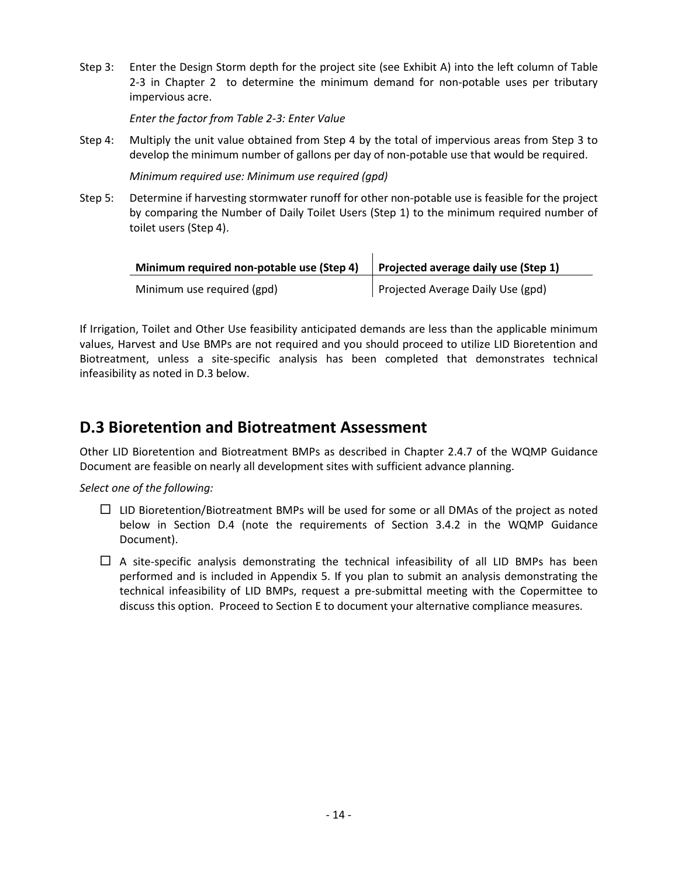Step 3: Enter the Design Storm depth for the project site (see Exhibit A) into the left column of Table 2-3 in Chapter 2 to determine the minimum demand for non-potable uses per tributary impervious acre.

*Enter the factor from Table 2-3: Enter Value*

Step 4: Multiply the unit value obtained from Step 4 by the total of impervious areas from Step 3 to develop the minimum number of gallons per day of non-potable use that would be required.

*Minimum required use: Minimum use required (gpd)*

Step 5: Determine if harvesting stormwater runoff for other non-potable use is feasible for the project by comparing the Number of Daily Toilet Users (Step 1) to the minimum required number of toilet users (Step 4).

| Minimum required non-potable use (Step 4) | Projected average daily use (Step 1) |
| --- | --- |
| Minimum use required (gpd) | Projected Average Daily Use (gpd) |

If Irrigation, Toilet and Other Use feasibility anticipated demands are less than the applicable minimum values, Harvest and Use BMPs are not required and you should proceed to utilize LID Bioretention and Biotreatment, unless a site-specific analysis has been completed that demonstrates technical infeasibility as noted in D.3 below.

## D.3 Bioretention and Biotreatment Assessment

Other LID Bioretention and Biotreatment BMPs as described in Chapter 2.4.7 of the WQMP Guidance Document are feasible on nearly all development sites with sufficient advance planning.

*Select one of the following:*

- ☐ LID Bioretention/Biotreatment BMPs will be used for some or all DMAs of the project as noted below in Section D.4 (note the requirements of Section 3.4.2 in the WQMP Guidance Document).
- ☐ A site-specific analysis demonstrating the technical infeasibility of all LID BMPs has been performed and is included in Appendix 5. If you plan to submit an analysis demonstrating the technical infeasibility of LID BMPs, request a pre-submittal meeting with the Copermittee to discuss this option. Proceed to Section E to document your alternative compliance measures.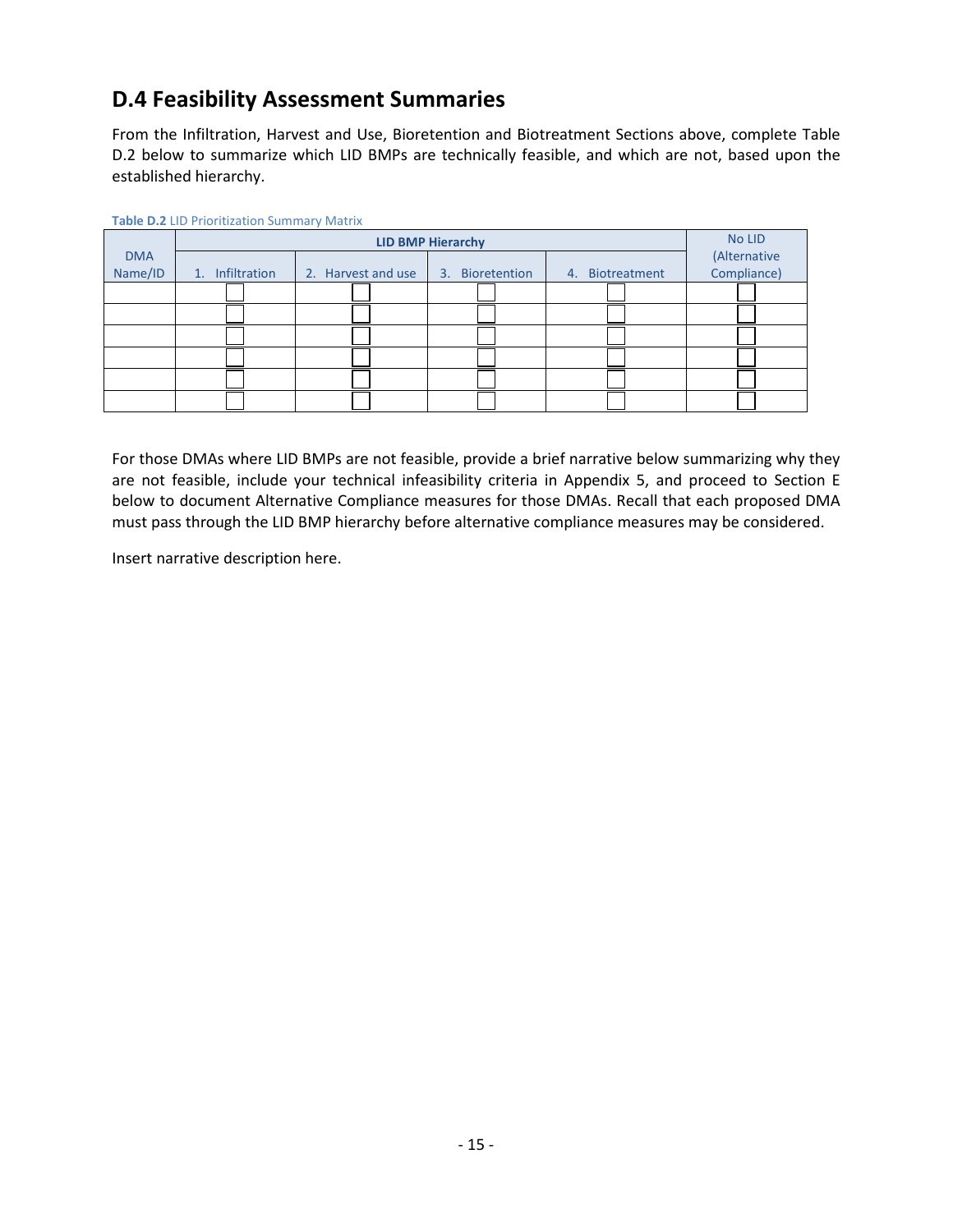## D.4 Feasibility Assessment Summaries

From the Infiltration, Harvest and Use, Bioretention and Biotreatment Sections above, complete Table D.2 below to summarize which LID BMPs are technically feasible, and which are not, based upon the established hierarchy.

**Table D.2** LID Prioritization Summary Matrix

| DMA Name/ID | LID BMP Hierarchy | | | | No LID (Alternative Compliance) |
|---|---|---|---|---|---|
| | 1. Infiltration | 2. Harvest and use | 3. Bioretention | 4. Biotreatment | |
| | ☐ | ☐ | ☐ | ☐ | ☐ |
| | ☐ | ☐ | ☐ | ☐ | ☐ |
| | ☐ | ☐ | ☐ | ☐ | ☐ |
| | ☐ | ☐ | ☐ | ☐ | ☐ |
| | ☐ | ☐ | ☐ | ☐ | ☐ |
| | ☐ | ☐ | ☐ | ☐ | ☐ |

For those DMAs where LID BMPs are not feasible, provide a brief narrative below summarizing why they are not feasible, include your technical infeasibility criteria in Appendix 5, and proceed to Section E below to document Alternative Compliance measures for those DMAs. Recall that each proposed DMA must pass through the LID BMP hierarchy before alternative compliance measures may be considered.

Insert narrative description here.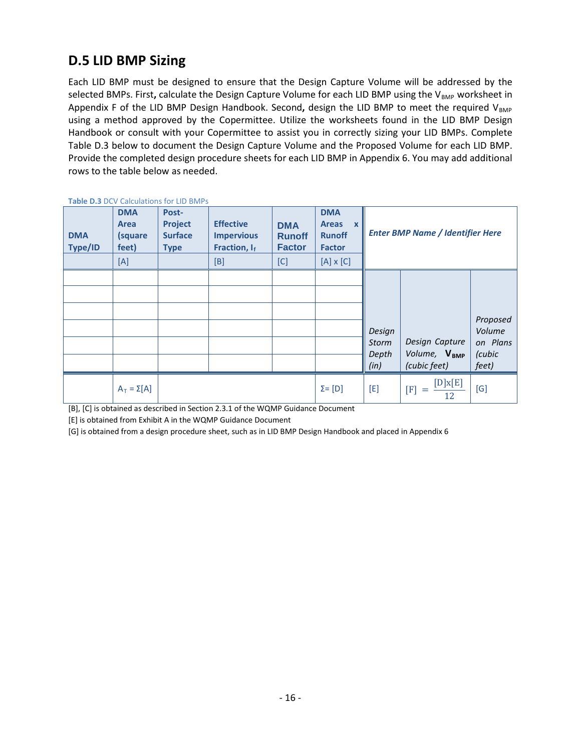## D.5 LID BMP Sizing

Each LID BMP must be designed to ensure that the Design Capture Volume will be addressed by the selected BMPs. First**,** calculate the Design Capture Volume for each LID BMP using the $V_{BMP}$ worksheet in Appendix F of the LID BMP Design Handbook. Second**,** design the LID BMP to meet the required $V_{BMP}$ using a method approved by the Copermittee. Utilize the worksheets found in the LID BMP Design Handbook or consult with your Copermittee to assist you in correctly sizing your LID BMPs. Complete Table D.3 below to document the Design Capture Volume and the Proposed Volume for each LID BMP. Provide the completed design procedure sheets for each LID BMP in Appendix 6. You may add additional rows to the table below as needed.

**Table D.3** DCV Calculations for LID BMPs

| **DMA Type/ID** | **DMA Area (square feet)** | **Post-Project Surface Type** | **Effective Impervious Fraction, $I_f$** | **DMA Runoff Factor** | **DMA Areas x Runoff Factor** | ***Enter BMP Name / Identifier Here*** | | |
|---|---|---|---|---|---|---|---|---|
| | [A] | | [B] | [C] | [A] x [C] | | | |
| | | | | | | *Design Storm Depth (in)* | *Design Capture Volume, $V_{BMP}$ (cubic feet)* | *Proposed Volume on Plans (cubic feet)* |
| | | | | | | | | |
| | | | | | | | | |
| | | | | | | | | |
| | | | | | | | | |
| | | | | | | | | |
| | $A_T = \Sigma[A]$ | | | | $\Sigma$= [D] | [E] | $[F] = \frac{[D]x[E]}{12}$ | [G] |

[B], [C] is obtained as described in Section 2.3.1 of the WQMP Guidance Document

[E] is obtained from Exhibit A in the WQMP Guidance Document

[G] is obtained from a design procedure sheet, such as in LID BMP Design Handbook and placed in Appendix 6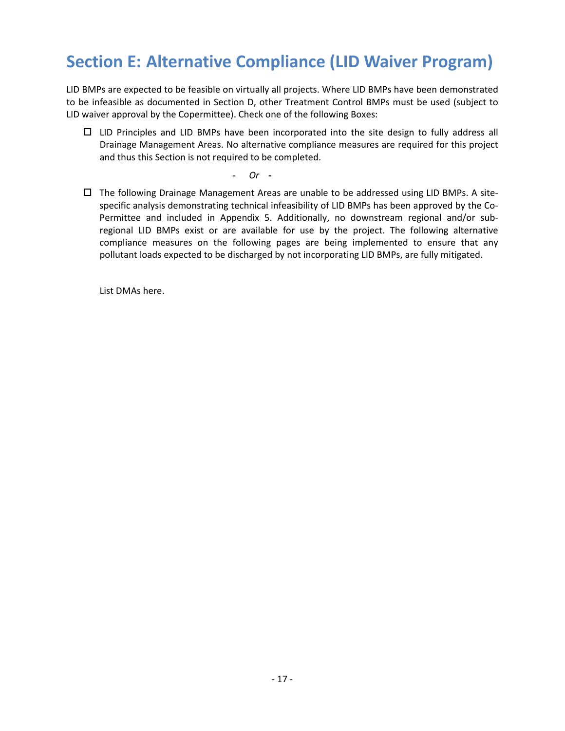# Section E: Alternative Compliance (LID Waiver Program)

LID BMPs are expected to be feasible on virtually all projects. Where LID BMPs have been demonstrated to be infeasible as documented in Section D, other Treatment Control BMPs must be used (subject to LID waiver approval by the Copermittee). Check one of the following Boxes:

☐ LID Principles and LID BMPs have been incorporated into the site design to fully address all Drainage Management Areas. No alternative compliance measures are required for this project and thus this Section is not required to be completed.

*- Or -*

☐ The following Drainage Management Areas are unable to be addressed using LID BMPs. A site-specific analysis demonstrating technical infeasibility of LID BMPs has been approved by the Co-Permittee and included in Appendix 5. Additionally, no downstream regional and/or sub-regional LID BMPs exist or are available for use by the project. The following alternative compliance measures on the following pages are being implemented to ensure that any pollutant loads expected to be discharged by not incorporating LID BMPs, are fully mitigated.

List DMAs here.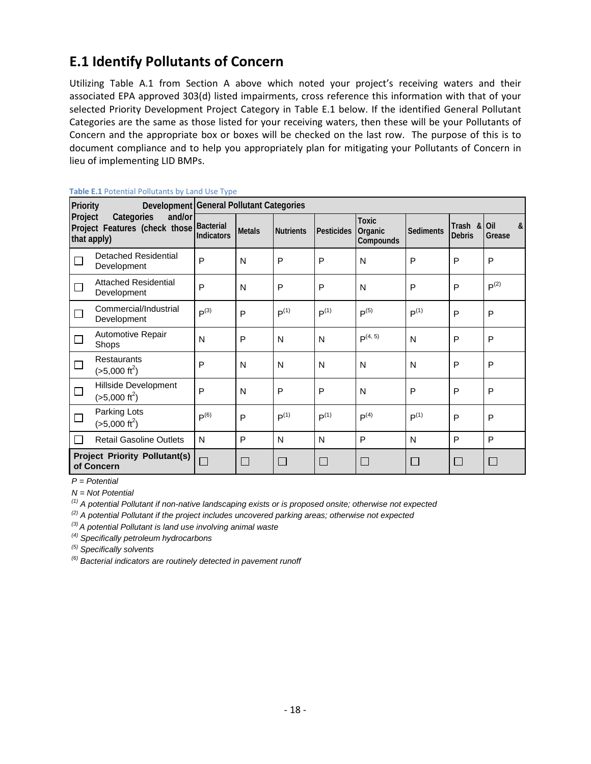## E.1 Identify Pollutants of Concern

Utilizing Table A.1 from Section A above which noted your project's receiving waters and their associated EPA approved 303(d) listed impairments, cross reference this information with that of your selected Priority Development Project Category in Table E.1 below. If the identified General Pollutant Categories are the same as those listed for your receiving waters, then these will be your Pollutants of Concern and the appropriate box or boxes will be checked on the last row. The purpose of this is to document compliance and to help you appropriately plan for mitigating your Pollutants of Concern in lieu of implementing LID BMPs.

**Table E.1** Potential Pollutants by Land Use Type

| Priority Development Project Categories and/or Project Features (check those that apply) | General Pollutant Categories | | | | | | | |
|---|---|---|---|---|---|---|---|---|
| | Bacterial Indicators | Metals | Nutrients | Pesticides | Toxic Organic Compounds | Sediments | Trash & Debris | Oil & Grease |
| ☐ Detached Residential Development | P | N | P | P | N | P | P | P |
| ☐ Attached Residential Development | P | N | P | P | N | P | P | P(2) |
| ☐ Commercial/Industrial Development | P(3) | P | P(1) | P(1) | P(5) | P(1) | P | P |
| ☐ Automotive Repair Shops | N | P | N | N | P(4, 5) | N | P | P |
| ☐ Restaurants (>5,000 $ft^2$) | P | N | N | N | N | N | P | P |
| ☐ Hillside Development (>5,000 $ft^2$) | P | N | P | P | N | P | P | P |
| ☐ Parking Lots (>5,000 $ft^2$) | P(6) | P | P(1) | P(1) | P(4) | P(1) | P | P |
| ☐ Retail Gasoline Outlets | N | P | N | N | P | N | P | P |
| **Project Priority Pollutant(s) of Concern** | ☐ | ☐ | ☐ | ☐ | ☐ | ☐ | ☐ | ☐ |

*P = Potential*

*N = Not Potential*

*(1) A potential Pollutant if non-native landscaping exists or is proposed onsite; otherwise not expected*

*(2) A potential Pollutant if the project includes uncovered parking areas; otherwise not expected*

*(3) A potential Pollutant is land use involving animal waste*

*(4) Specifically petroleum hydrocarbons*

*(5) Specifically solvents*

*(6) Bacterial indicators are routinely detected in pavement runoff*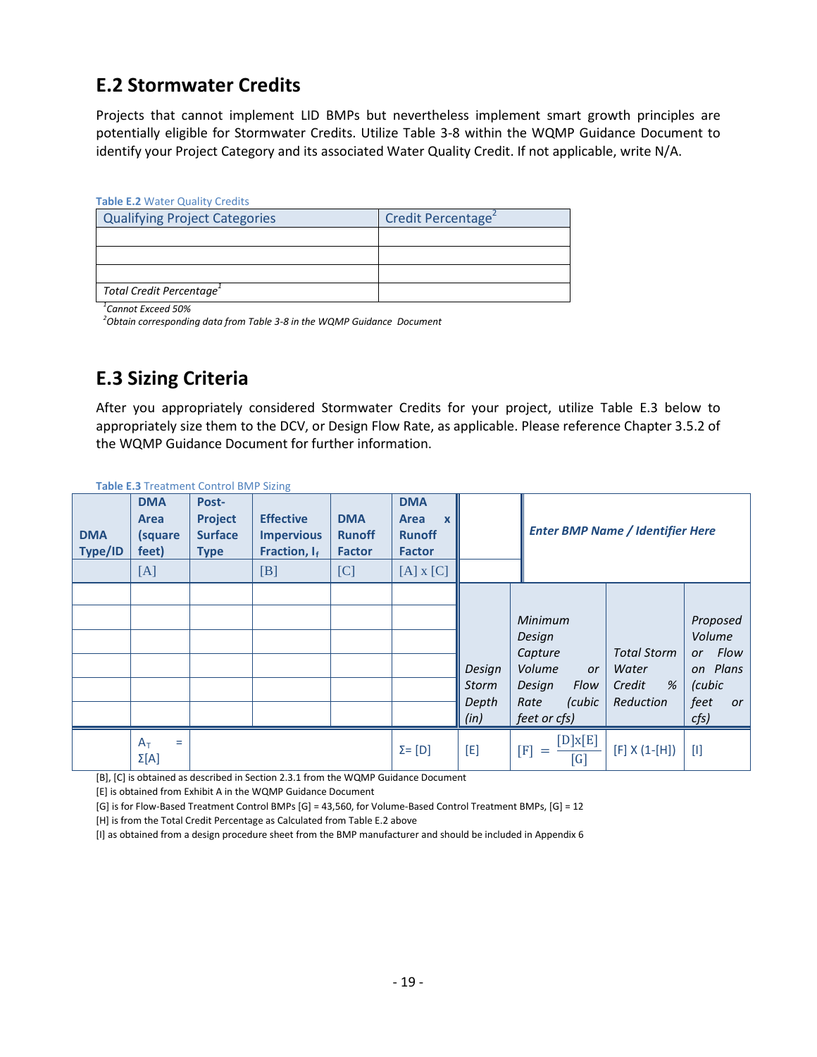## E.2 Stormwater Credits

Projects that cannot implement LID BMPs but nevertheless implement smart growth principles are potentially eligible for Stormwater Credits. Utilize Table 3-8 within the WQMP Guidance Document to identify your Project Category and its associated Water Quality Credit. If not applicable, write N/A.

**Table E.2** Water Quality Credits

| Qualifying Project Categories | Credit Percentage[2] |
|---|---|
| | |
| | |
| | |
| *Total Credit Percentage*[1] | |

*[1]Cannot Exceed 50%*
*[2]Obtain corresponding data from Table 3-8 in the WQMP Guidance Document*

## E.3 Sizing Criteria

After you appropriately considered Stormwater Credits for your project, utilize Table E.3 below to appropriately size them to the DCV, or Design Flow Rate, as applicable. Please reference Chapter 3.5.2 of the WQMP Guidance Document for further information.

**Table E.3** Treatment Control BMP Sizing

| DMA Type/ID | DMA Area (square feet) | Post-Project Surface Type | Effective Impervious Fraction, $I_f$ | DMA Runoff Factor | DMA Area x Runoff Factor | *Enter BMP Name / Identifier Here* | | | |
|---|---|---|---|---|---|---|---|---|---|
| | [A] | | [B] | [C] | [A] x [C] | *Design Storm Depth (in)* | *Minimum Design Capture Volume or Design Flow Rate (cubic feet or cfs)* | *Total Storm Water Credit % Reduction* | *Proposed Volume or Flow on Plans (cubic feet or cfs)* |
| | | | | | | | | | |
| | | | | | | | | | |
| | | | | | | | | | |
| | | | | | | | | | |
| | | | | | | | | | |
| | | | | | | | | | |
| | $A_T = \Sigma[A]$ | | | | Σ= [D] | [E] | $[F] = \frac{[D]x[E]}{[G]}$ | [F] X (1-[H]) | [I] |

[B], [C] is obtained as described in Section 2.3.1 from the WQMP Guidance Document
[E] is obtained from Exhibit A in the WQMP Guidance Document
[G] is for Flow-Based Treatment Control BMPs [G] = 43,560, for Volume-Based Control Treatment BMPs, [G] = 12
[H] is from the Total Credit Percentage as Calculated from Table E.2 above
[I] as obtained from a design procedure sheet from the BMP manufacturer and should be included in Appendix 6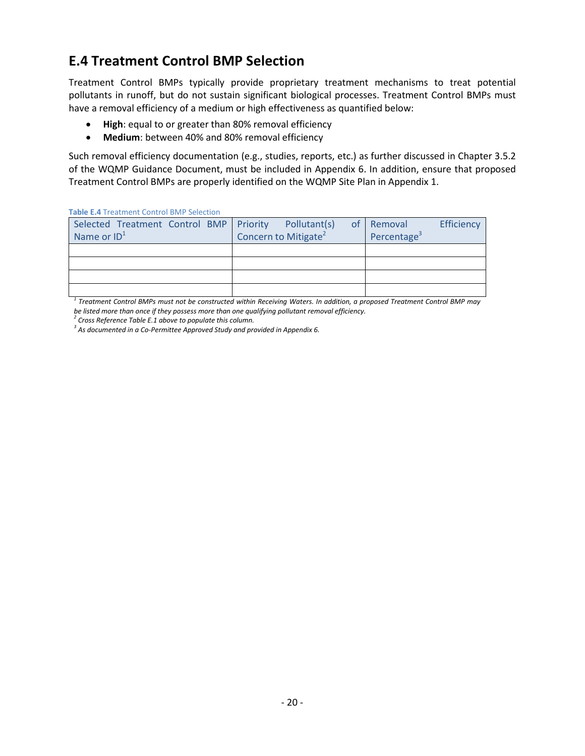## E.4 Treatment Control BMP Selection

Treatment Control BMPs typically provide proprietary treatment mechanisms to treat potential pollutants in runoff, but do not sustain significant biological processes. Treatment Control BMPs must have a removal efficiency of a medium or high effectiveness as quantified below:

- **High**: equal to or greater than 80% removal efficiency
- **Medium**: between 40% and 80% removal efficiency

Such removal efficiency documentation (e.g., studies, reports, etc.) as further discussed in Chapter 3.5.2 of the WQMP Guidance Document, must be included in Appendix 6. In addition, ensure that proposed Treatment Control BMPs are properly identified on the WQMP Site Plan in Appendix 1.

**Table E.4** Treatment Control BMP Selection

| Selected Treatment Control BMP Name or ID[1] | Priority Pollutant(s) of Concern to Mitigate[2] | Removal Efficiency Percentage[3] |
|---|---|---|
| | | |
| | | |
| | | |
| | | |

*[1] Treatment Control BMPs must not be constructed within Receiving Waters. In addition, a proposed Treatment Control BMP may be listed more than once if they possess more than one qualifying pollutant removal efficiency.*
*[2] Cross Reference Table E.1 above to populate this column.*
*[3] As documented in a Co-Permittee Approved Study and provided in Appendix 6.*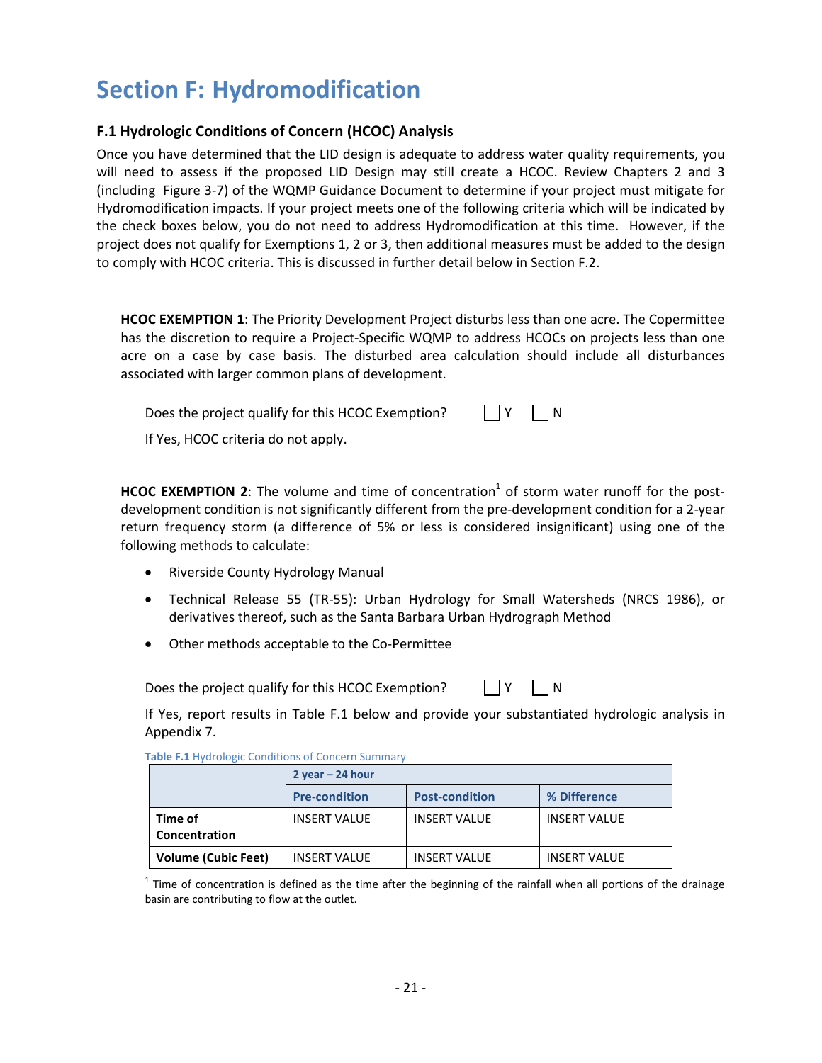# Section F: Hydromodification

### F.1 Hydrologic Conditions of Concern (HCOC) Analysis

Once you have determined that the LID design is adequate to address water quality requirements, you will need to assess if the proposed LID Design may still create a HCOC. Review Chapters 2 and 3 (including Figure 3-7) of the WQMP Guidance Document to determine if your project must mitigate for Hydromodification impacts. If your project meets one of the following criteria which will be indicated by the check boxes below, you do not need to address Hydromodification at this time. However, if the project does not qualify for Exemptions 1, 2 or 3, then additional measures must be added to the design to comply with HCOC criteria. This is discussed in further detail below in Section F.2.

**HCOC EXEMPTION 1**: The Priority Development Project disturbs less than one acre. The Copermittee has the discretion to require a Project-Specific WQMP to address HCOCs on projects less than one acre on a case by case basis. The disturbed area calculation should include all disturbances associated with larger common plans of development.

Does the project qualify for this HCOC Exemption? ☐ Y ☐ N

If Yes, HCOC criteria do not apply.

**HCOC EXEMPTION 2**: The volume and time of concentration[1] of storm water runoff for the post-development condition is not significantly different from the pre-development condition for a 2-year return frequency storm (a difference of 5% or less is considered insignificant) using one of the following methods to calculate:

- Riverside County Hydrology Manual
- Technical Release 55 (TR-55): Urban Hydrology for Small Watersheds (NRCS 1986), or derivatives thereof, such as the Santa Barbara Urban Hydrograph Method
- Other methods acceptable to the Co-Permittee

Does the project qualify for this HCOC Exemption? ☐ Y ☐ N

If Yes, report results in Table F.1 below and provide your substantiated hydrologic analysis in Appendix 7.

**Table F.1** Hydrologic Conditions of Concern Summary

| | 2 year – 24 hour | | |
|---|---|---|---|
| | **Pre-condition** | **Post-condition** | **% Difference** |
| **Time of Concentration** | INSERT VALUE | INSERT VALUE | INSERT VALUE |
| **Volume (Cubic Feet)** | INSERT VALUE | INSERT VALUE | INSERT VALUE |

[1] Time of concentration is defined as the time after the beginning of the rainfall when all portions of the drainage basin are contributing to flow at the outlet.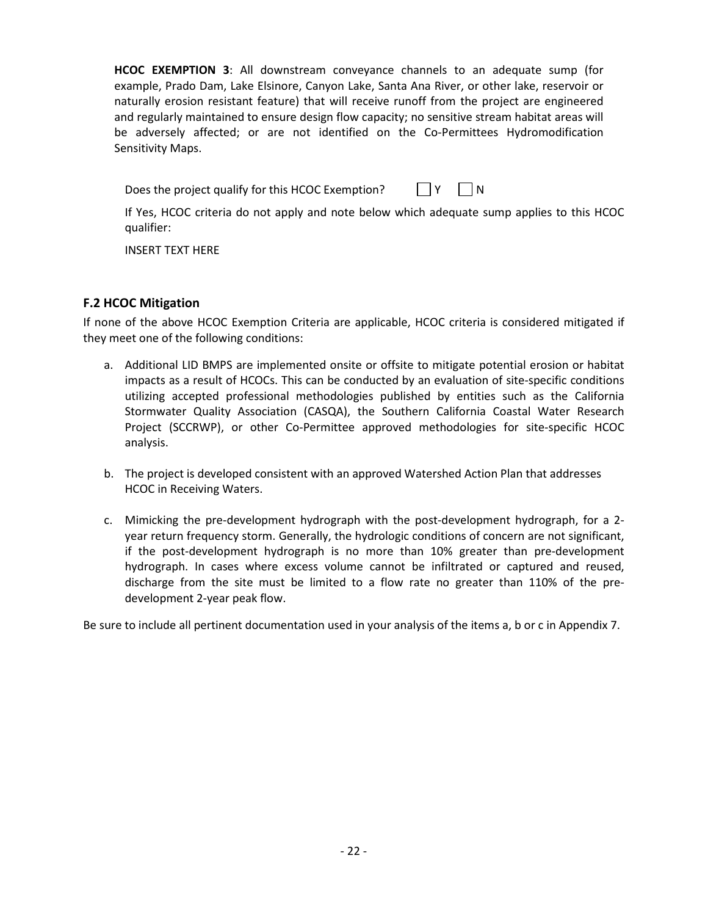**HCOC EXEMPTION 3**: All downstream conveyance channels to an adequate sump (for example, Prado Dam, Lake Elsinore, Canyon Lake, Santa Ana River, or other lake, reservoir or naturally erosion resistant feature) that will receive runoff from the project are engineered and regularly maintained to ensure design flow capacity; no sensitive stream habitat areas will be adversely affected; or are not identified on the Co-Permittees Hydromodification Sensitivity Maps.

Does the project qualify for this HCOC Exemption? ☐ Y ☐ N

If Yes, HCOC criteria do not apply and note below which adequate sump applies to this HCOC qualifier:

INSERT TEXT HERE

### F.2 HCOC Mitigation

If none of the above HCOC Exemption Criteria are applicable, HCOC criteria is considered mitigated if they meet one of the following conditions:

a. Additional LID BMPS are implemented onsite or offsite to mitigate potential erosion or habitat impacts as a result of HCOCs. This can be conducted by an evaluation of site-specific conditions utilizing accepted professional methodologies published by entities such as the California Stormwater Quality Association (CASQA), the Southern California Coastal Water Research Project (SCCRWP), or other Co-Permittee approved methodologies for site-specific HCOC analysis.

b. The project is developed consistent with an approved Watershed Action Plan that addresses HCOC in Receiving Waters.

c. Mimicking the pre-development hydrograph with the post-development hydrograph, for a 2-year return frequency storm. Generally, the hydrologic conditions of concern are not significant, if the post-development hydrograph is no more than 10% greater than pre-development hydrograph. In cases where excess volume cannot be infiltrated or captured and reused, discharge from the site must be limited to a flow rate no greater than 110% of the pre-development 2-year peak flow.

Be sure to include all pertinent documentation used in your analysis of the items a, b or c in Appendix 7.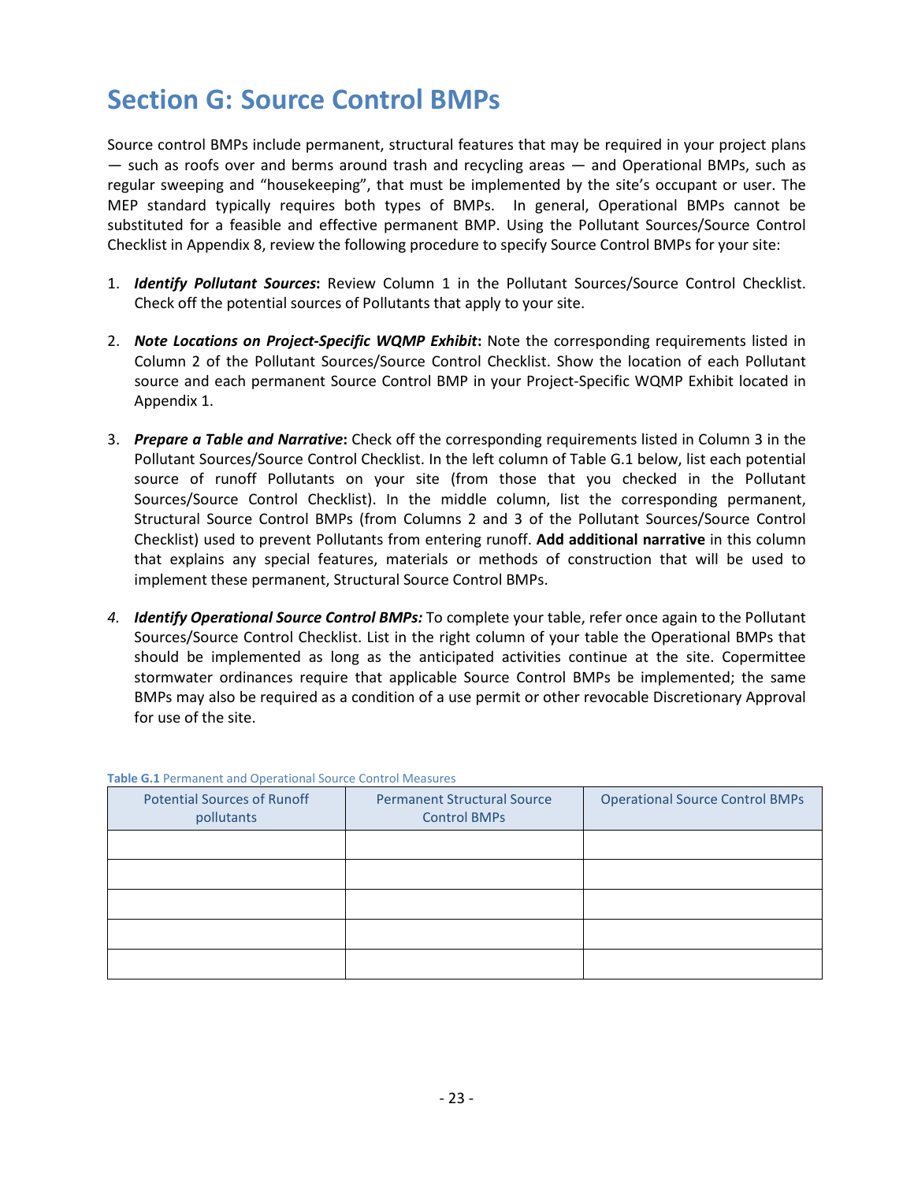# Section G: Source Control BMPs

Source control BMPs include permanent, structural features that may be required in your project plans — such as roofs over and berms around trash and recycling areas — and Operational BMPs, such as regular sweeping and "housekeeping", that must be implemented by the site's occupant or user. The MEP standard typically requires both types of BMPs. In general, Operational BMPs cannot be substituted for a feasible and effective permanent BMP. Using the Pollutant Sources/Source Control Checklist in Appendix 8, review the following procedure to specify Source Control BMPs for your site:

1. ***Identify Pollutant Sources*:** Review Column 1 in the Pollutant Sources/Source Control Checklist. Check off the potential sources of Pollutants that apply to your site.

2. ***Note Locations on Project-Specific WQMP Exhibit*:** Note the corresponding requirements listed in Column 2 of the Pollutant Sources/Source Control Checklist. Show the location of each Pollutant source and each permanent Source Control BMP in your Project-Specific WQMP Exhibit located in Appendix 1.

3. ***Prepare a Table and Narrative*:** Check off the corresponding requirements listed in Column 3 in the Pollutant Sources/Source Control Checklist. In the left column of Table G.1 below, list each potential source of runoff Pollutants on your site (from those that you checked in the Pollutant Sources/Source Control Checklist). In the middle column, list the corresponding permanent, Structural Source Control BMPs (from Columns 2 and 3 of the Pollutant Sources/Source Control Checklist) used to prevent Pollutants from entering runoff. **Add additional narrative** in this column that explains any special features, materials or methods of construction that will be used to implement these permanent, Structural Source Control BMPs.

4. ***Identify Operational Source Control BMPs:*** To complete your table, refer once again to the Pollutant Sources/Source Control Checklist. List in the right column of your table the Operational BMPs that should be implemented as long as the anticipated activities continue at the site. Copermittee stormwater ordinances require that applicable Source Control BMPs be implemented; the same BMPs may also be required as a condition of a use permit or other revocable Discretionary Approval for use of the site.

**Table G.1** Permanent and Operational Source Control Measures

| Potential Sources of Runoff pollutants | Permanent Structural Source Control BMPs | Operational Source Control BMPs |
|---|---|---|
| | | |
| | | |
| | | |
| | | |
| | | |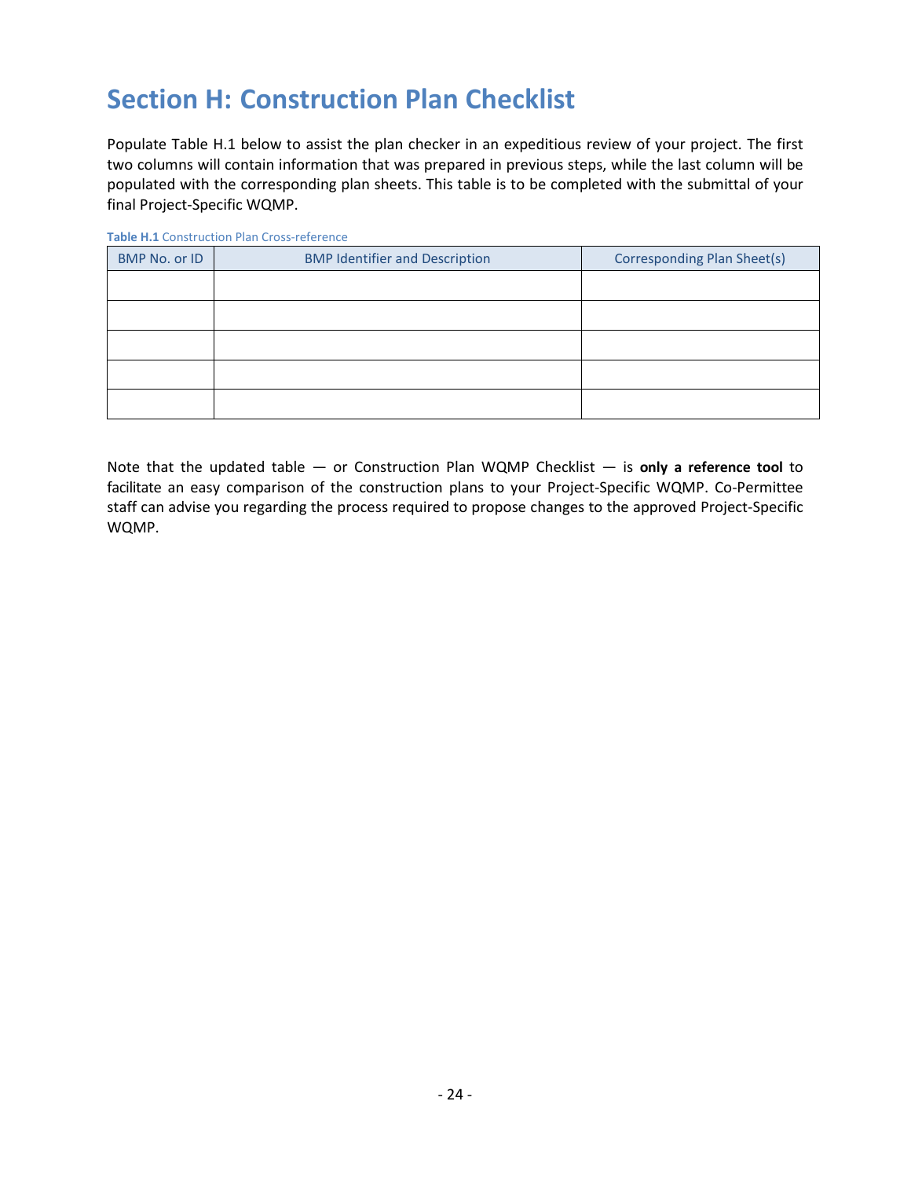# Section H: Construction Plan Checklist

Populate Table H.1 below to assist the plan checker in an expeditious review of your project. The first two columns will contain information that was prepared in previous steps, while the last column will be populated with the corresponding plan sheets. This table is to be completed with the submittal of your final Project-Specific WQMP.

**Table H.1** Construction Plan Cross-reference

| BMP No. or ID | BMP Identifier and Description | Corresponding Plan Sheet(s) |
|---|---|---|
| | | |
| | | |
| | | |
| | | |
| | | |

Note that the updated table — or Construction Plan WQMP Checklist — is **only a reference tool** to facilitate an easy comparison of the construction plans to your Project-Specific WQMP. Co-Permittee staff can advise you regarding the process required to propose changes to the approved Project-Specific WQMP.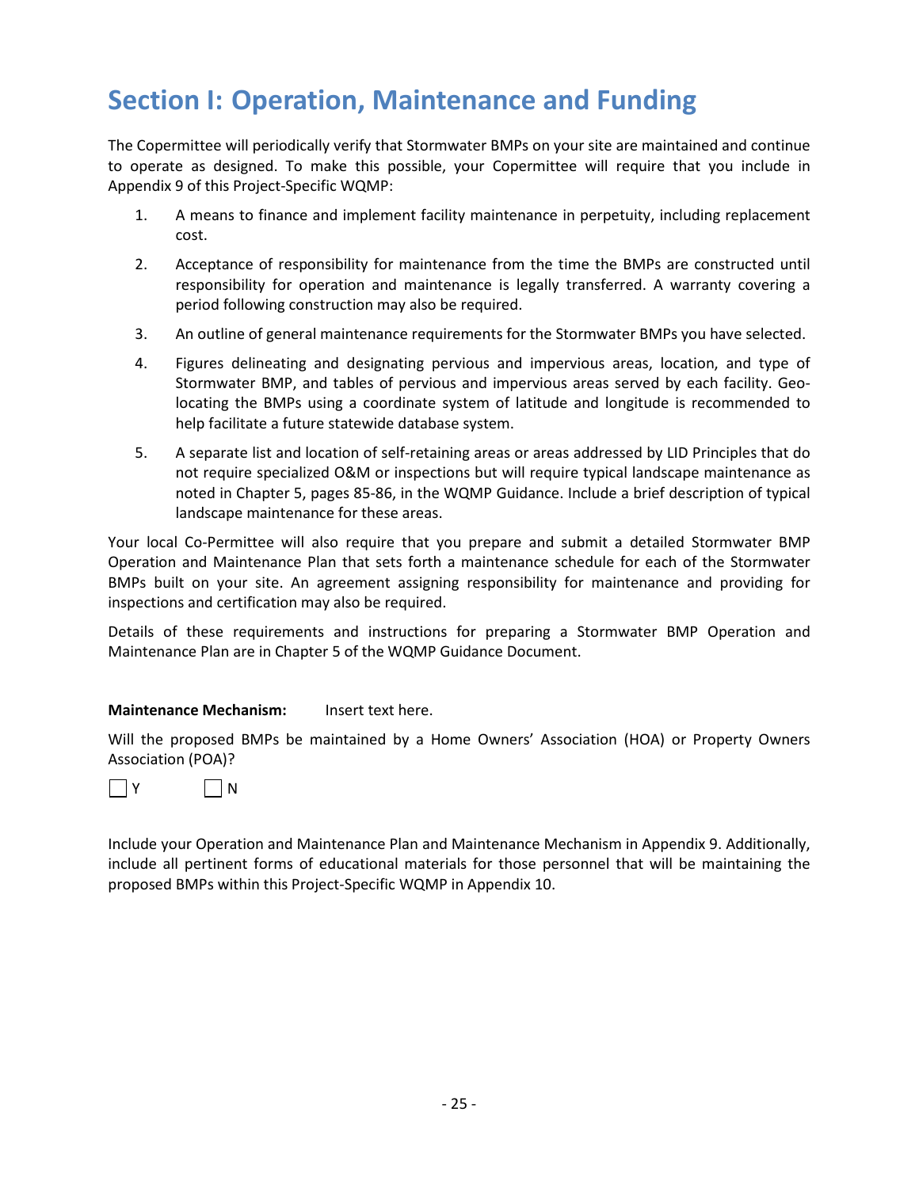# Section I: Operation, Maintenance and Funding

The Copermittee will periodically verify that Stormwater BMPs on your site are maintained and continue to operate as designed. To make this possible, your Copermittee will require that you include in Appendix 9 of this Project-Specific WQMP:

1. A means to finance and implement facility maintenance in perpetuity, including replacement cost.
2. Acceptance of responsibility for maintenance from the time the BMPs are constructed until responsibility for operation and maintenance is legally transferred. A warranty covering a period following construction may also be required.
3. An outline of general maintenance requirements for the Stormwater BMPs you have selected.
4. Figures delineating and designating pervious and impervious areas, location, and type of Stormwater BMP, and tables of pervious and impervious areas served by each facility. Geo-locating the BMPs using a coordinate system of latitude and longitude is recommended to help facilitate a future statewide database system.
5. A separate list and location of self-retaining areas or areas addressed by LID Principles that do not require specialized O&M or inspections but will require typical landscape maintenance as noted in Chapter 5, pages 85-86, in the WQMP Guidance. Include a brief description of typical landscape maintenance for these areas.

Your local Co-Permittee will also require that you prepare and submit a detailed Stormwater BMP Operation and Maintenance Plan that sets forth a maintenance schedule for each of the Stormwater BMPs built on your site. An agreement assigning responsibility for maintenance and providing for inspections and certification may also be required.

Details of these requirements and instructions for preparing a Stormwater BMP Operation and Maintenance Plan are in Chapter 5 of the WQMP Guidance Document.

**Maintenance Mechanism:** Insert text here.

Will the proposed BMPs be maintained by a Home Owners' Association (HOA) or Property Owners Association (POA)?

☐ Y ☐ N

Include your Operation and Maintenance Plan and Maintenance Mechanism in Appendix 9. Additionally, include all pertinent forms of educational materials for those personnel that will be maintaining the proposed BMPs within this Project-Specific WQMP in Appendix 10.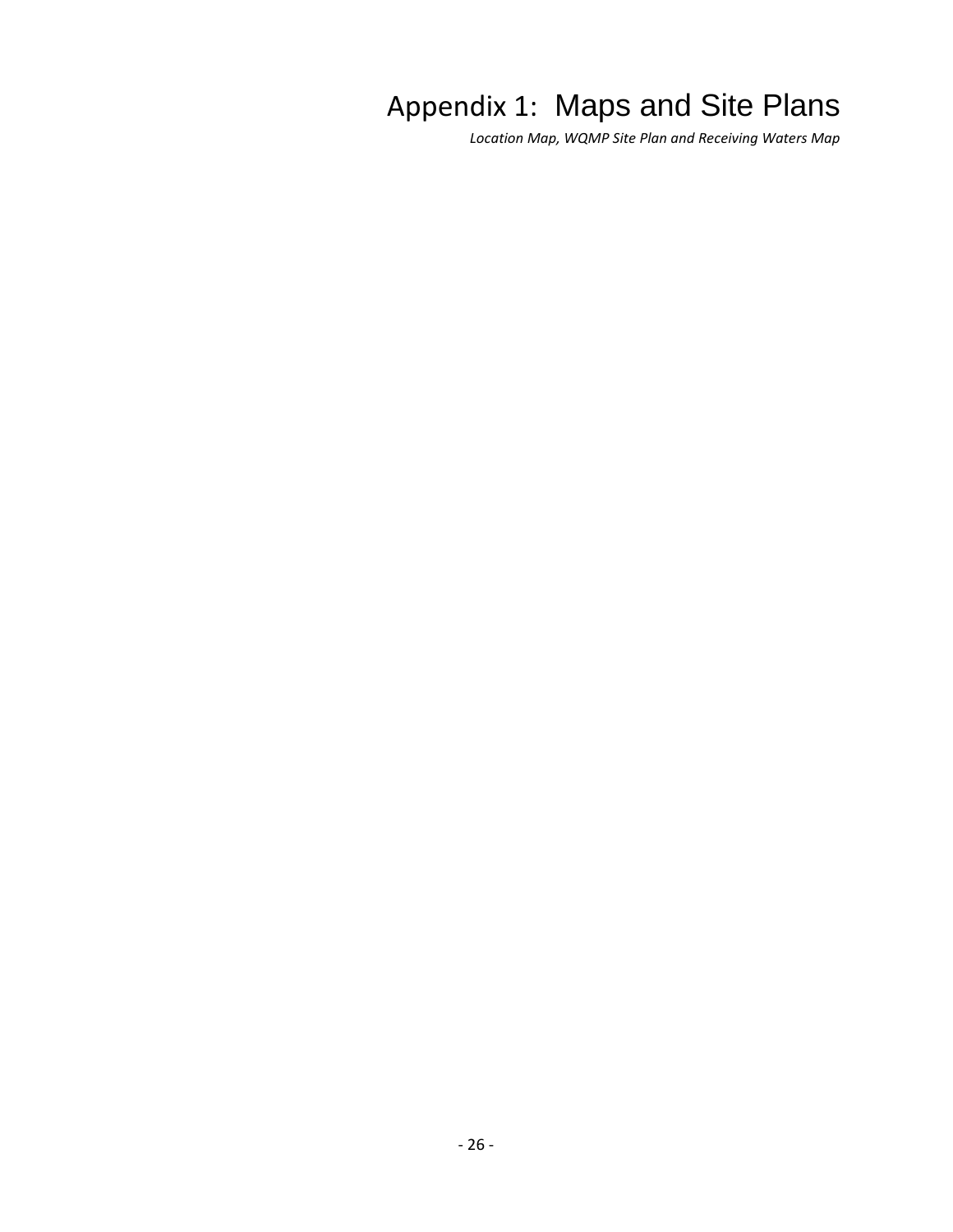# Appendix 1: Maps and Site Plans

*Location Map, WQMP Site Plan and Receiving Waters Map*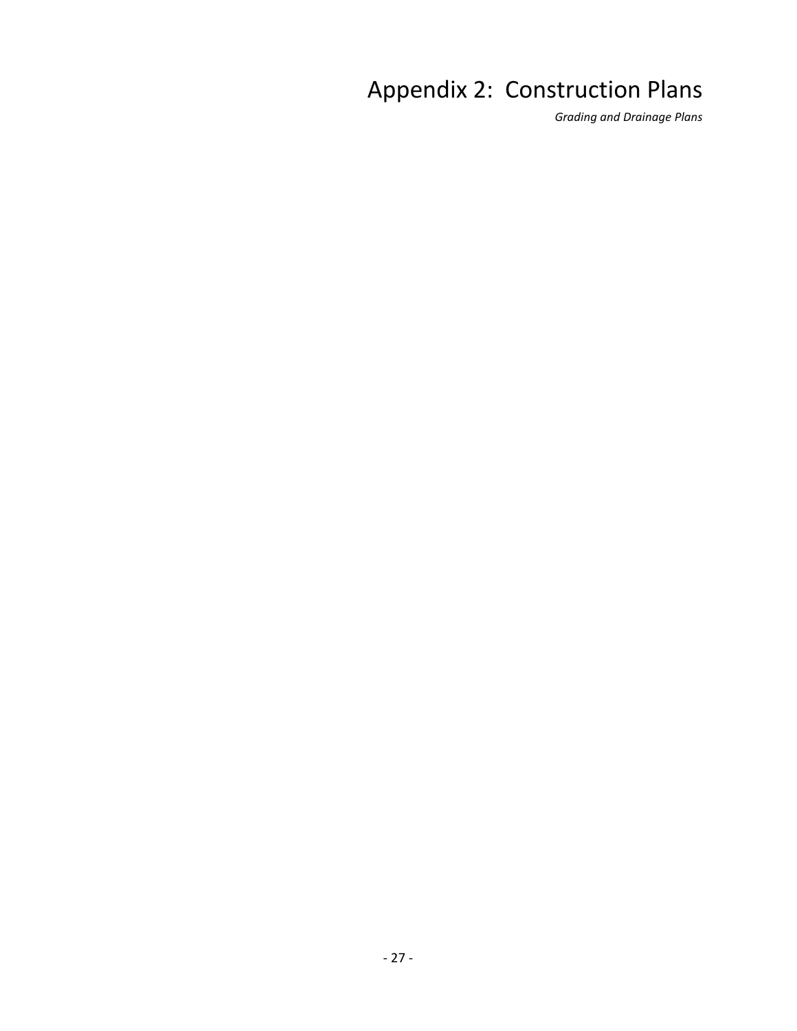# Appendix 2: Construction Plans

*Grading and Drainage Plans*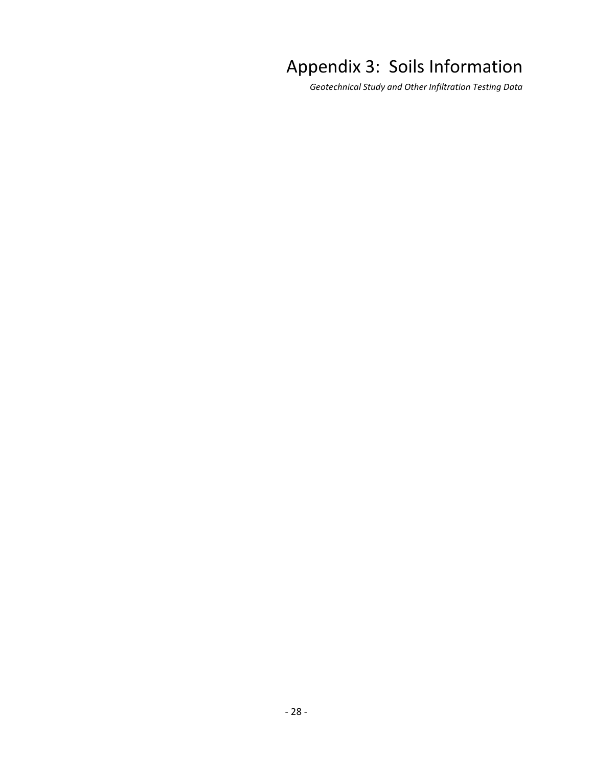# Appendix 3: Soils Information

*Geotechnical Study and Other Infiltration Testing Data*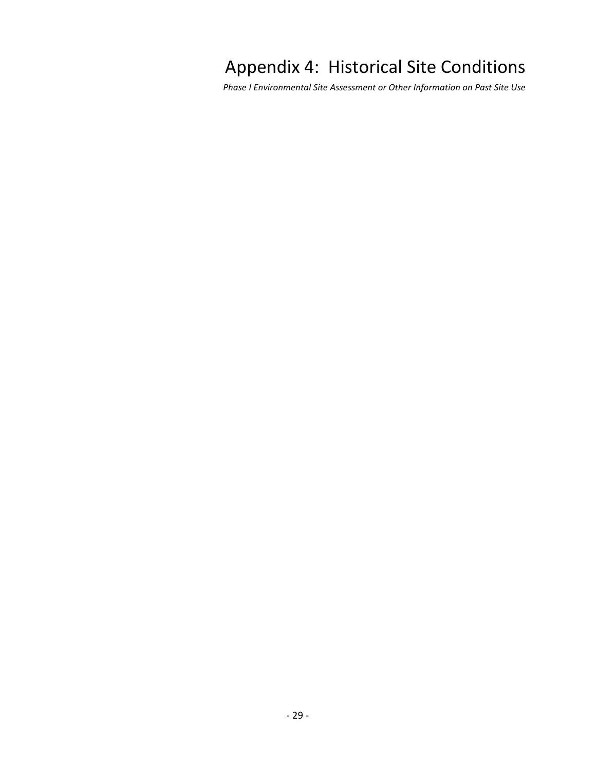# Appendix 4: Historical Site Conditions

*Phase I Environmental Site Assessment or Other Information on Past Site Use*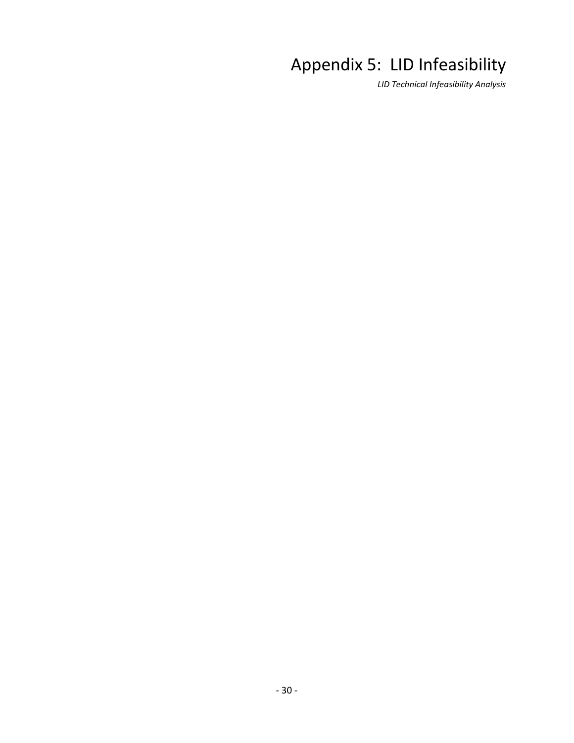# Appendix 5: LID Infeasibility

*LID Technical Infeasibility Analysis*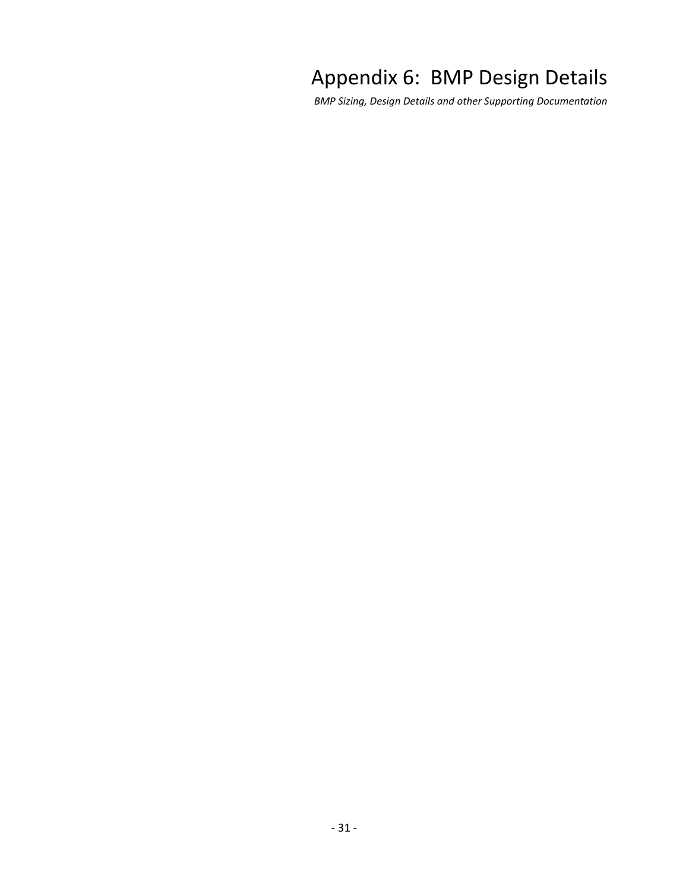# Appendix 6: BMP Design Details

*BMP Sizing, Design Details and other Supporting Documentation*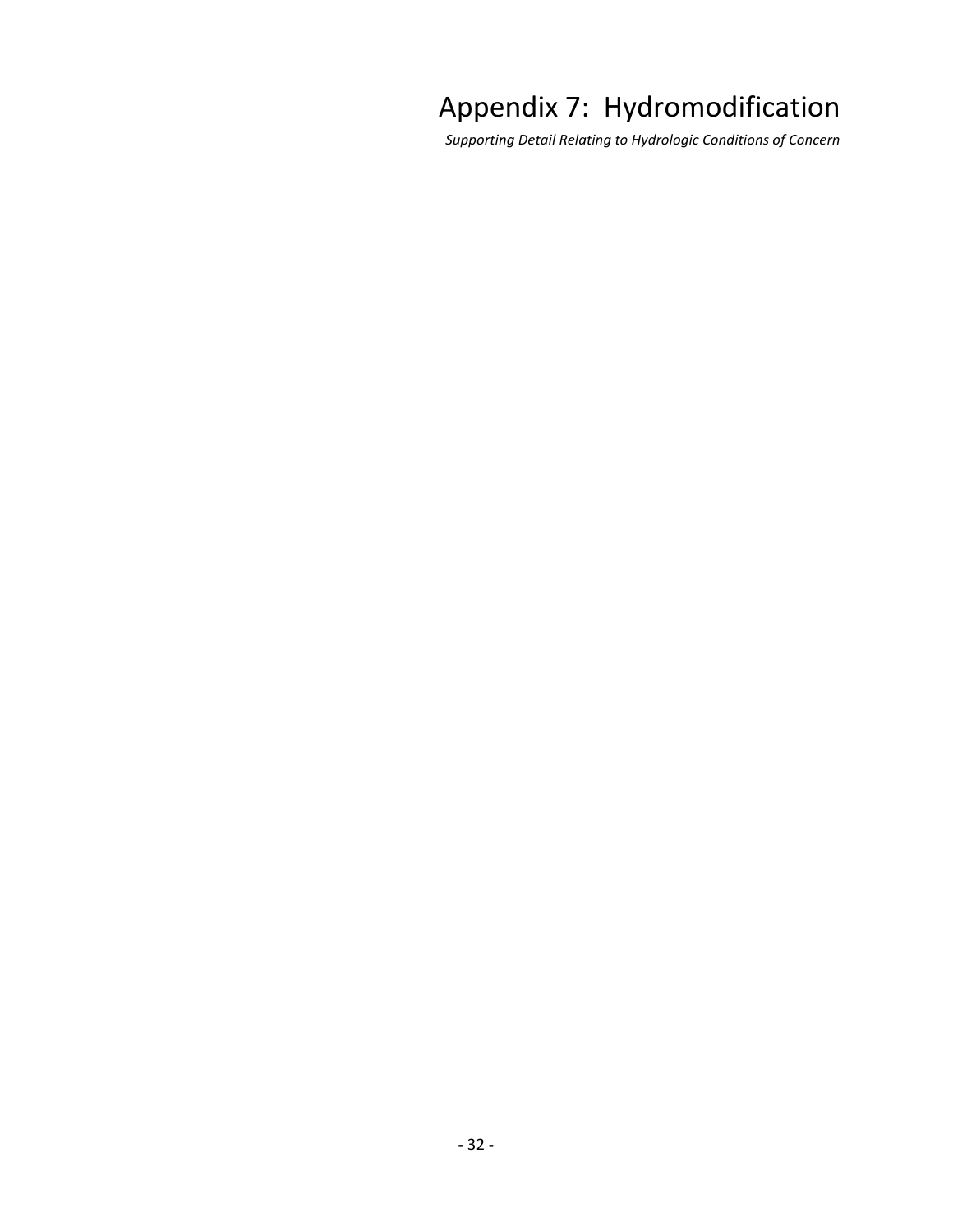# Appendix 7: Hydromodification

*Supporting Detail Relating to Hydrologic Conditions of Concern*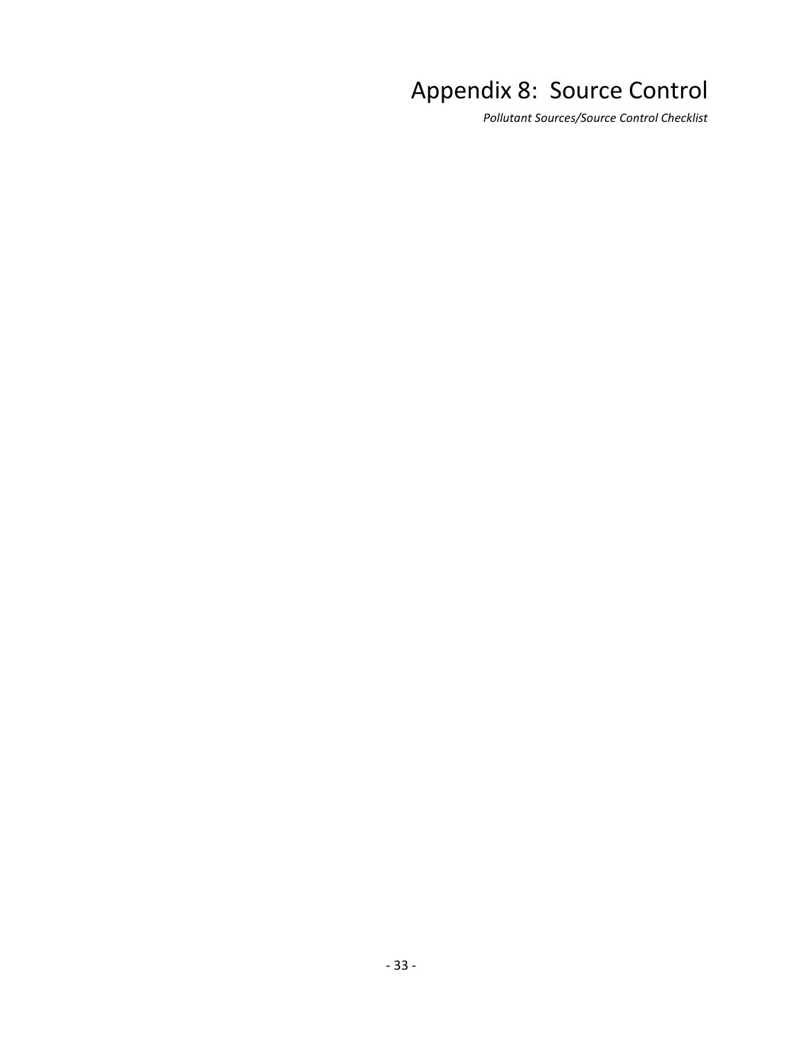# Appendix 8: Source Control

*Pollutant Sources/Source Control Checklist*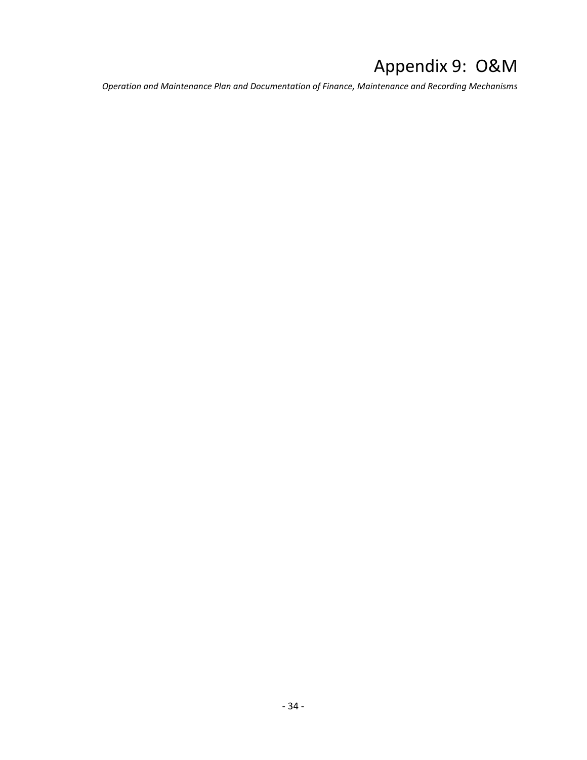# Appendix 9: O&M

*Operation and Maintenance Plan and Documentation of Finance, Maintenance and Recording Mechanisms*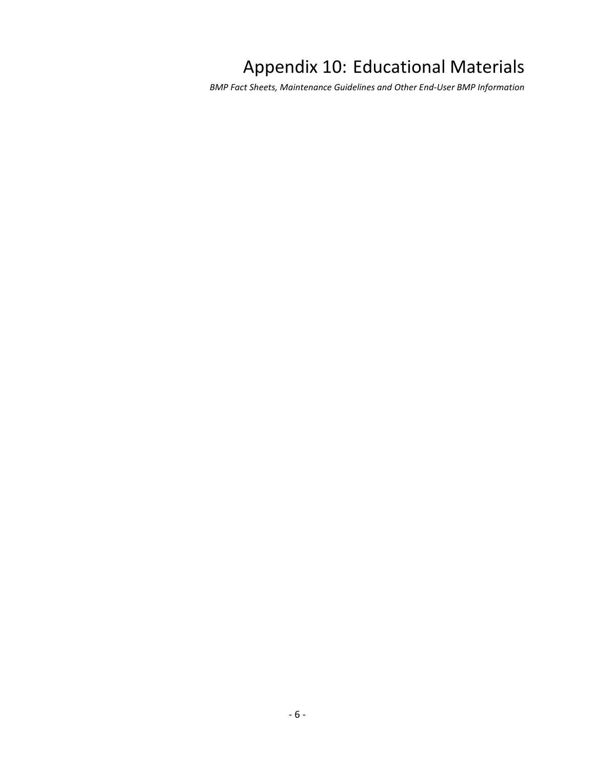# Appendix 10: Educational Materials

*BMP Fact Sheets, Maintenance Guidelines and Other End-User BMP Information*